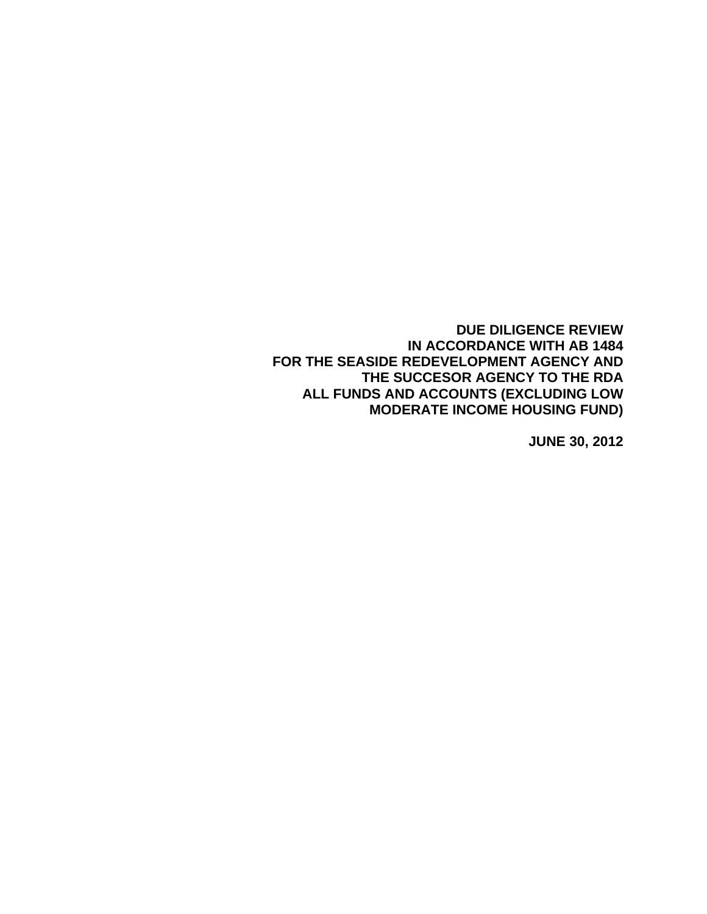**DUE DILIGENCE REVIEW**
**IN ACCORDANCE WITH AB 1484**
**FOR THE SEASIDE REDEVELOPMENT AGENCY AND**
**THE SUCCESOR AGENCY TO THE RDA**
**ALL FUNDS AND ACCOUNTS (EXCLUDING LOW**
**MODERATE INCOME HOUSING FUND)**

**JUNE 30, 2012**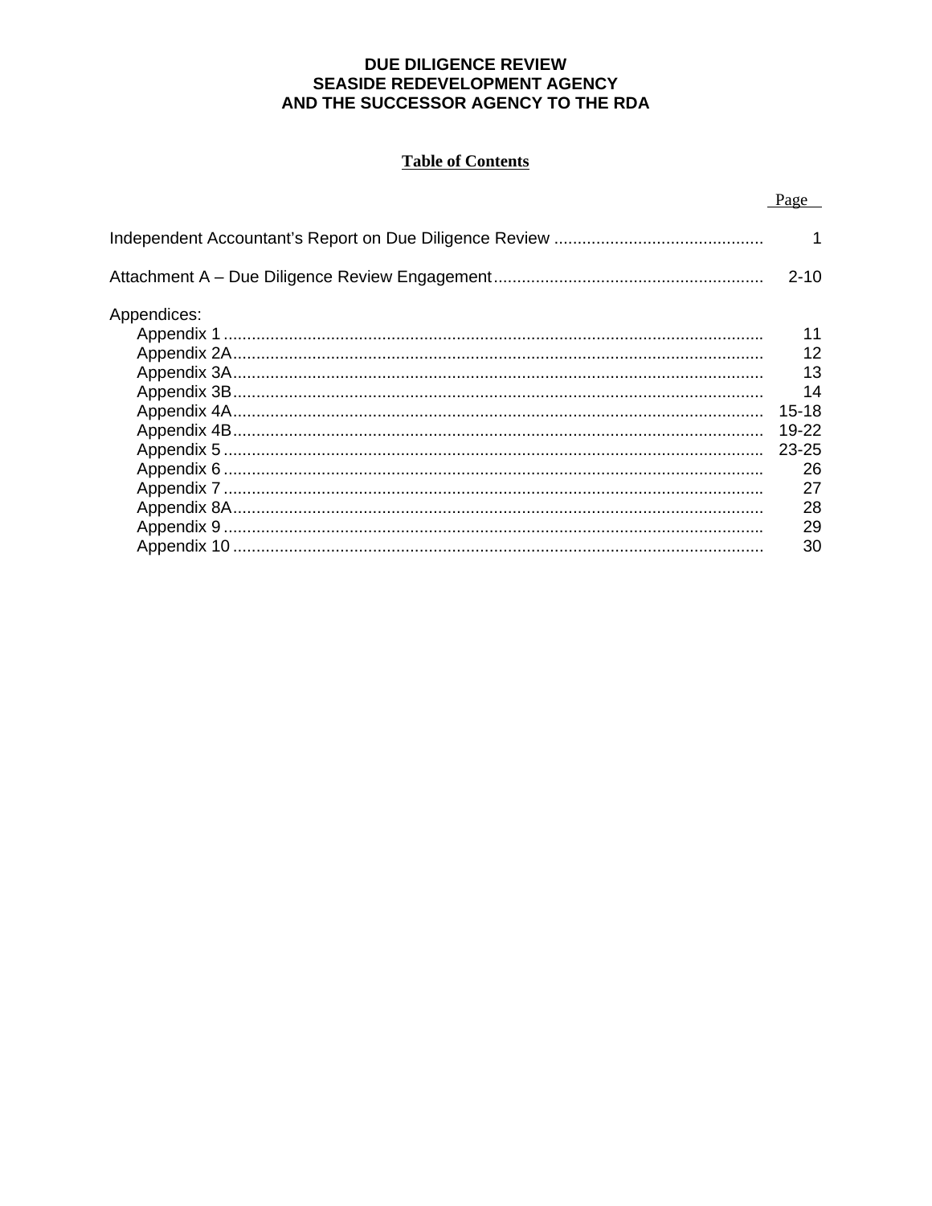# DUE DILIGENCE REVIEW
# SEASIDE REDEVELOPMENT AGENCY
# AND THE SUCCESSOR AGENCY TO THE RDA

## Table of Contents

| | Page |
|---|---|
| Independent Accountant's Report on Due Diligence Review | 1 |
| Attachment A – Due Diligence Review Engagement | 2-10 |
| Appendices: | |
| Appendix 1 | 11 |
| Appendix 2A | 12 |
| Appendix 3A | 13 |
| Appendix 3B | 14 |
| Appendix 4A | 15-18 |
| Appendix 4B | 19-22 |
| Appendix 5 | 23-25 |
| Appendix 6 | 26 |
| Appendix 7 | 27 |
| Appendix 8A | 28 |
| Appendix 9 | 29 |
| Appendix 10 | 30 |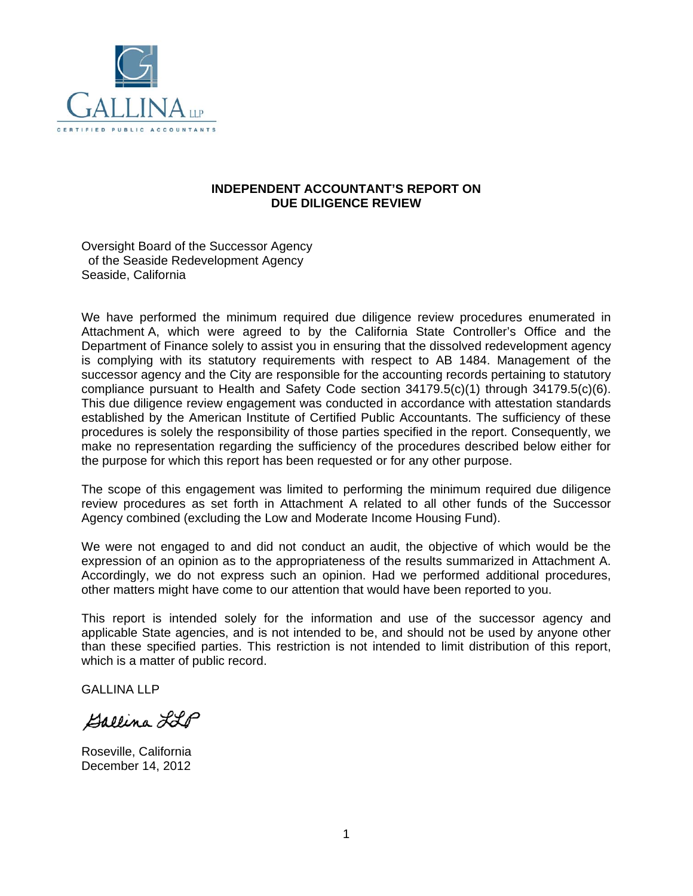GALLINA LLP

CERTIFIED PUBLIC ACCOUNTANTS

## INDEPENDENT ACCOUNTANT'S REPORT ON DUE DILIGENCE REVIEW

Oversight Board of the Successor Agency
of the Seaside Redevelopment Agency
Seaside, California

We have performed the minimum required due diligence review procedures enumerated in Attachment A, which were agreed to by the California State Controller's Office and the Department of Finance solely to assist you in ensuring that the dissolved redevelopment agency is complying with its statutory requirements with respect to AB 1484. Management of the successor agency and the City are responsible for the accounting records pertaining to statutory compliance pursuant to Health and Safety Code section 34179.5(c)(1) through 34179.5(c)(6). This due diligence review engagement was conducted in accordance with attestation standards established by the American Institute of Certified Public Accountants. The sufficiency of these procedures is solely the responsibility of those parties specified in the report. Consequently, we make no representation regarding the sufficiency of the procedures described below either for the purpose for which this report has been requested or for any other purpose.

The scope of this engagement was limited to performing the minimum required due diligence review procedures as set forth in Attachment A related to all other funds of the Successor Agency combined (excluding the Low and Moderate Income Housing Fund).

We were not engaged to and did not conduct an audit, the objective of which would be the expression of an opinion as to the appropriateness of the results summarized in Attachment A. Accordingly, we do not express such an opinion. Had we performed additional procedures, other matters might have come to our attention that would have been reported to you.

This report is intended solely for the information and use of the successor agency and applicable State agencies, and is not intended to be, and should not be used by anyone other than these specified parties. This restriction is not intended to limit distribution of this report, which is a matter of public record.

GALLINA LLP

*Gallina LLP*

Roseville, California
December 14, 2012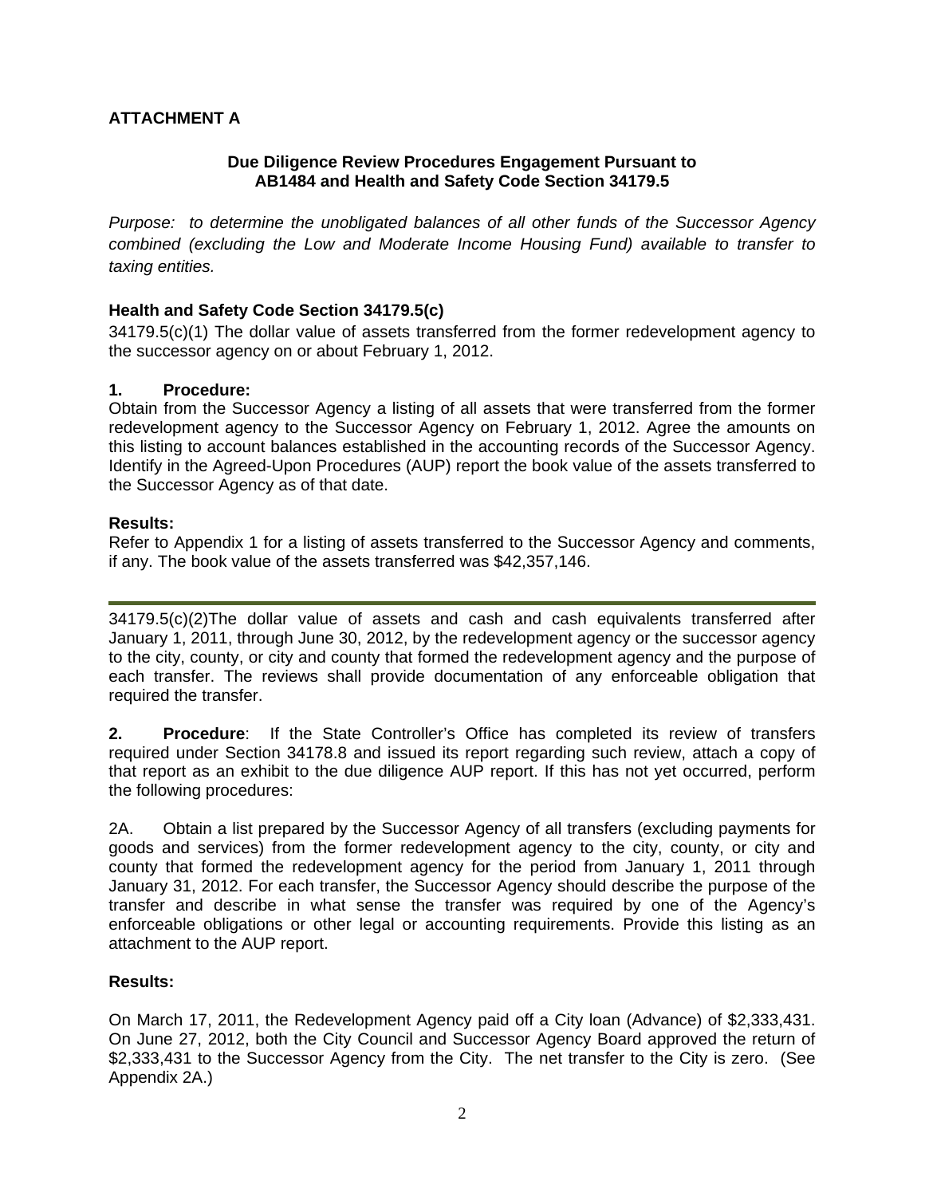**ATTACHMENT A**

**Due Diligence Review Procedures Engagement Pursuant to AB1484 and Health and Safety Code Section 34179.5**

*Purpose: to determine the unobligated balances of all other funds of the Successor Agency combined (excluding the Low and Moderate Income Housing Fund) available to transfer to taxing entities.*

**Health and Safety Code Section 34179.5(c)**

34179.5(c)(1) The dollar value of assets transferred from the former redevelopment agency to the successor agency on or about February 1, 2012.

**1. Procedure:**

Obtain from the Successor Agency a listing of all assets that were transferred from the former redevelopment agency to the Successor Agency on February 1, 2012. Agree the amounts on this listing to account balances established in the accounting records of the Successor Agency. Identify in the Agreed-Upon Procedures (AUP) report the book value of the assets transferred to the Successor Agency as of that date.

**Results:**

Refer to Appendix 1 for a listing of assets transferred to the Successor Agency and comments, if any. The book value of the assets transferred was $42,357,146.

---

34179.5(c)(2)The dollar value of assets and cash and cash equivalents transferred after January 1, 2011, through June 30, 2012, by the redevelopment agency or the successor agency to the city, county, or city and county that formed the redevelopment agency and the purpose of each transfer. The reviews shall provide documentation of any enforceable obligation that required the transfer.

**2. Procedure**: If the State Controller's Office has completed its review of transfers required under Section 34178.8 and issued its report regarding such review, attach a copy of that report as an exhibit to the due diligence AUP report. If this has not yet occurred, perform the following procedures:

2A. Obtain a list prepared by the Successor Agency of all transfers (excluding payments for goods and services) from the former redevelopment agency to the city, county, or city and county that formed the redevelopment agency for the period from January 1, 2011 through January 31, 2012. For each transfer, the Successor Agency should describe the purpose of the transfer and describe in what sense the transfer was required by one of the Agency's enforceable obligations or other legal or accounting requirements. Provide this listing as an attachment to the AUP report.

**Results:**

On March 17, 2011, the Redevelopment Agency paid off a City loan (Advance) of $2,333,431. On June 27, 2012, both the City Council and Successor Agency Board approved the return of $2,333,431 to the Successor Agency from the City. The net transfer to the City is zero. (See Appendix 2A.)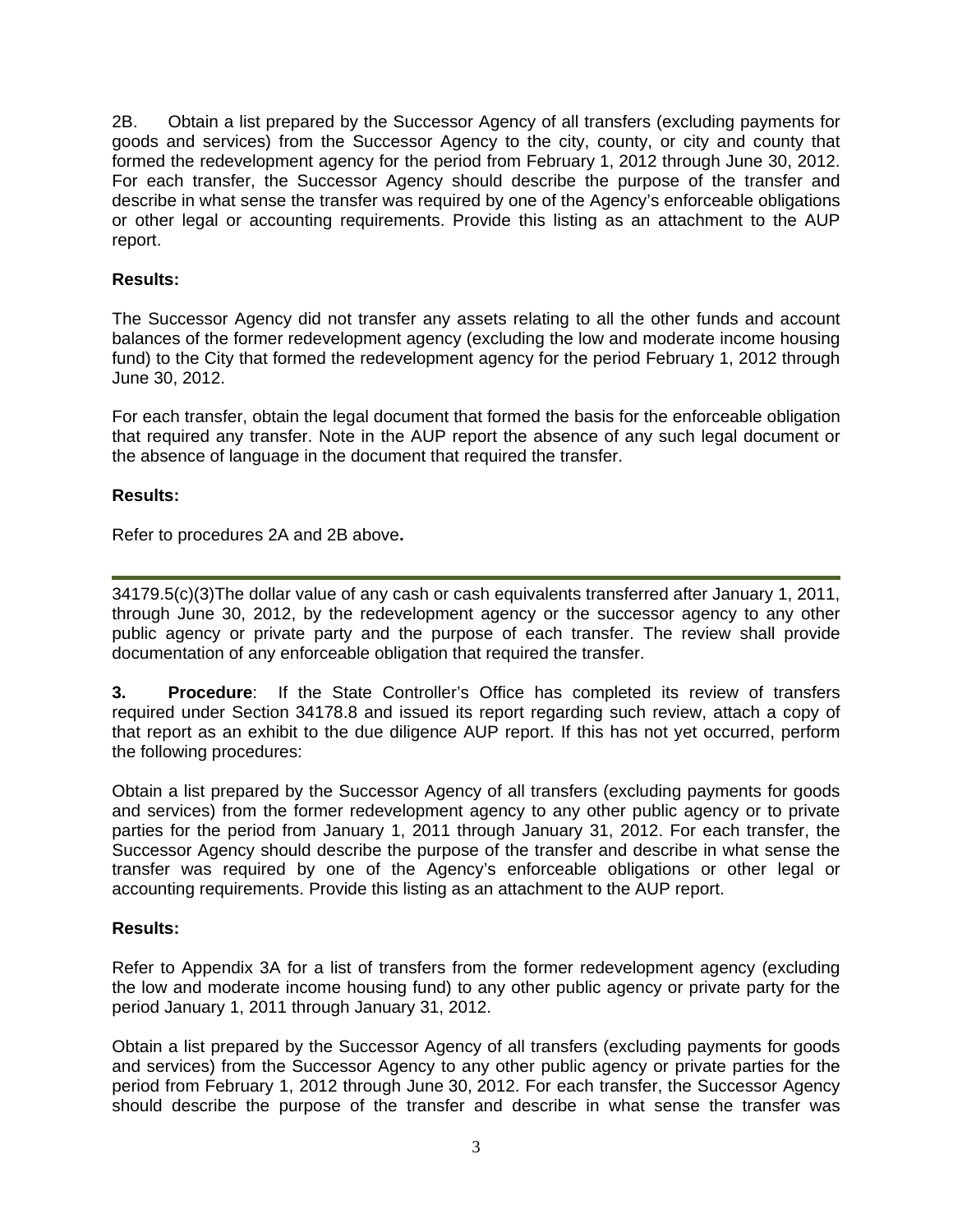2B. Obtain a list prepared by the Successor Agency of all transfers (excluding payments for goods and services) from the Successor Agency to the city, county, or city and county that formed the redevelopment agency for the period from February 1, 2012 through June 30, 2012. For each transfer, the Successor Agency should describe the purpose of the transfer and describe in what sense the transfer was required by one of the Agency's enforceable obligations or other legal or accounting requirements. Provide this listing as an attachment to the AUP report.

**Results:**

The Successor Agency did not transfer any assets relating to all the other funds and account balances of the former redevelopment agency (excluding the low and moderate income housing fund) to the City that formed the redevelopment agency for the period February 1, 2012 through June 30, 2012.

For each transfer, obtain the legal document that formed the basis for the enforceable obligation that required any transfer. Note in the AUP report the absence of any such legal document or the absence of language in the document that required the transfer.

**Results:**

Refer to procedures 2A and 2B above**.**

---

34179.5(c)(3)The dollar value of any cash or cash equivalents transferred after January 1, 2011, through June 30, 2012, by the redevelopment agency or the successor agency to any other public agency or private party and the purpose of each transfer. The review shall provide documentation of any enforceable obligation that required the transfer.

**3. Procedure**: If the State Controller's Office has completed its review of transfers required under Section 34178.8 and issued its report regarding such review, attach a copy of that report as an exhibit to the due diligence AUP report. If this has not yet occurred, perform the following procedures:

Obtain a list prepared by the Successor Agency of all transfers (excluding payments for goods and services) from the former redevelopment agency to any other public agency or to private parties for the period from January 1, 2011 through January 31, 2012. For each transfer, the Successor Agency should describe the purpose of the transfer and describe in what sense the transfer was required by one of the Agency's enforceable obligations or other legal or accounting requirements. Provide this listing as an attachment to the AUP report.

**Results:**

Refer to Appendix 3A for a list of transfers from the former redevelopment agency (excluding the low and moderate income housing fund) to any other public agency or private party for the period January 1, 2011 through January 31, 2012.

Obtain a list prepared by the Successor Agency of all transfers (excluding payments for goods and services) from the Successor Agency to any other public agency or private parties for the period from February 1, 2012 through June 30, 2012. For each transfer, the Successor Agency should describe the purpose of the transfer and describe in what sense the transfer was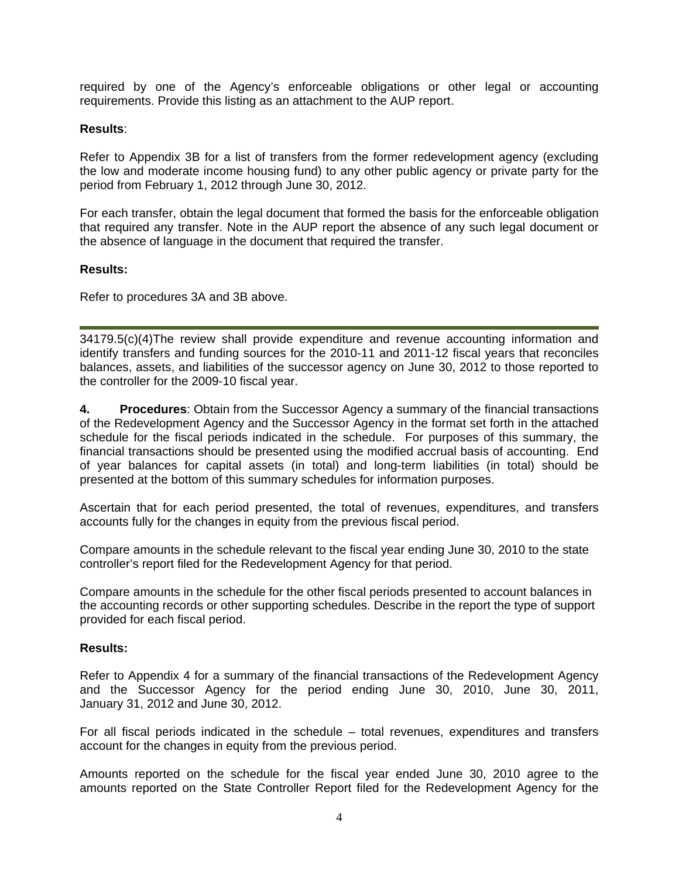required by one of the Agency's enforceable obligations or other legal or accounting requirements. Provide this listing as an attachment to the AUP report.

**Results**:

Refer to Appendix 3B for a list of transfers from the former redevelopment agency (excluding the low and moderate income housing fund) to any other public agency or private party for the period from February 1, 2012 through June 30, 2012.

For each transfer, obtain the legal document that formed the basis for the enforceable obligation that required any transfer. Note in the AUP report the absence of any such legal document or the absence of language in the document that required the transfer.

**Results:**

Refer to procedures 3A and 3B above.

---

34179.5(c)(4)The review shall provide expenditure and revenue accounting information and identify transfers and funding sources for the 2010-11 and 2011-12 fiscal years that reconciles balances, assets, and liabilities of the successor agency on June 30, 2012 to those reported to the controller for the 2009-10 fiscal year.

**4. Procedures**: Obtain from the Successor Agency a summary of the financial transactions of the Redevelopment Agency and the Successor Agency in the format set forth in the attached schedule for the fiscal periods indicated in the schedule. For purposes of this summary, the financial transactions should be presented using the modified accrual basis of accounting. End of year balances for capital assets (in total) and long-term liabilities (in total) should be presented at the bottom of this summary schedules for information purposes.

Ascertain that for each period presented, the total of revenues, expenditures, and transfers accounts fully for the changes in equity from the previous fiscal period.

Compare amounts in the schedule relevant to the fiscal year ending June 30, 2010 to the state controller's report filed for the Redevelopment Agency for that period.

Compare amounts in the schedule for the other fiscal periods presented to account balances in the accounting records or other supporting schedules. Describe in the report the type of support provided for each fiscal period.

**Results:**

Refer to Appendix 4 for a summary of the financial transactions of the Redevelopment Agency and the Successor Agency for the period ending June 30, 2010, June 30, 2011, January 31, 2012 and June 30, 2012.

For all fiscal periods indicated in the schedule – total revenues, expenditures and transfers account for the changes in equity from the previous period.

Amounts reported on the schedule for the fiscal year ended June 30, 2010 agree to the amounts reported on the State Controller Report filed for the Redevelopment Agency for the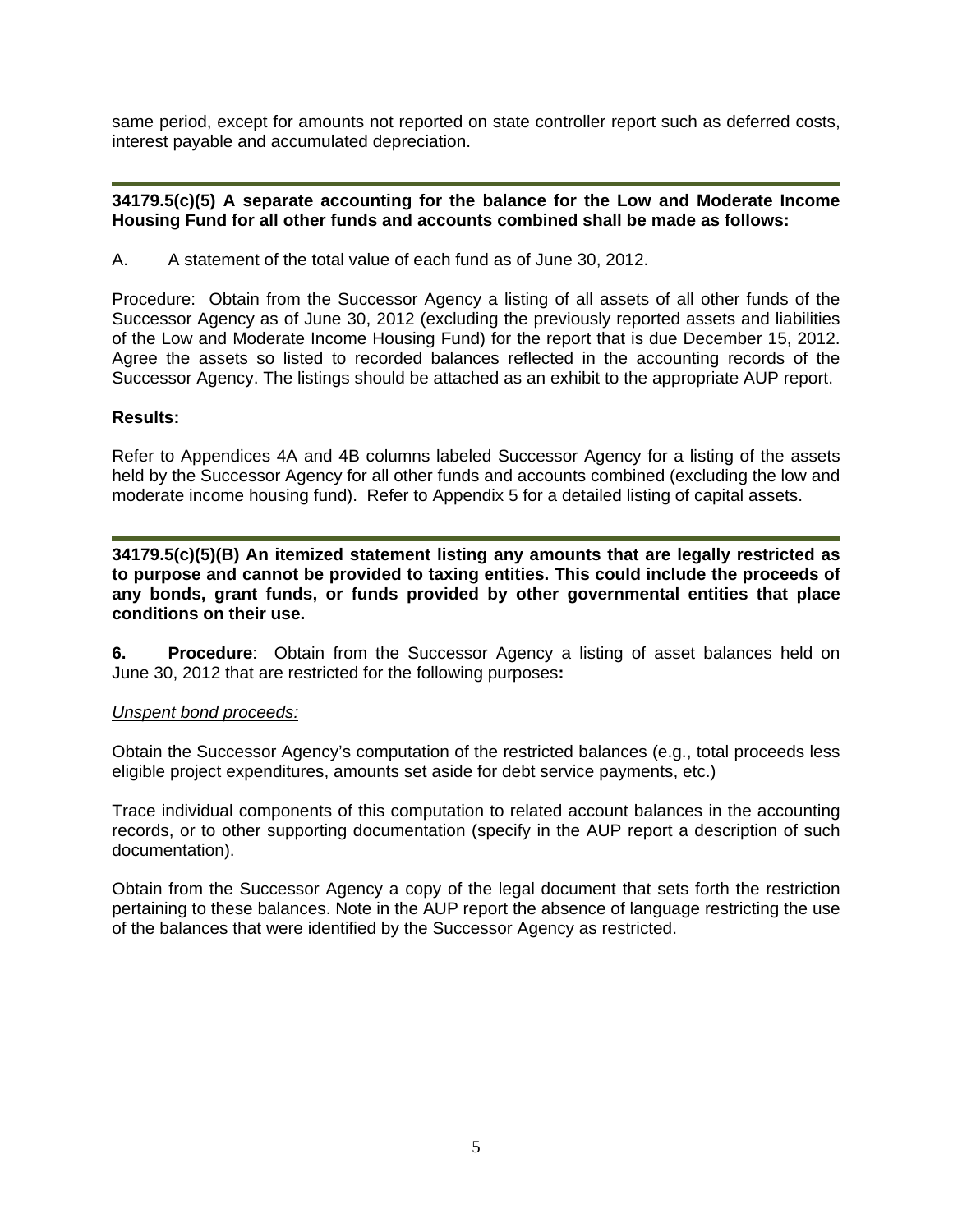same period, except for amounts not reported on state controller report such as deferred costs, interest payable and accumulated depreciation.

---

**34179.5(c)(5) A separate accounting for the balance for the Low and Moderate Income Housing Fund for all other funds and accounts combined shall be made as follows:**

A. A statement of the total value of each fund as of June 30, 2012.

Procedure: Obtain from the Successor Agency a listing of all assets of all other funds of the Successor Agency as of June 30, 2012 (excluding the previously reported assets and liabilities of the Low and Moderate Income Housing Fund) for the report that is due December 15, 2012. Agree the assets so listed to recorded balances reflected in the accounting records of the Successor Agency. The listings should be attached as an exhibit to the appropriate AUP report.

**Results:**

Refer to Appendices 4A and 4B columns labeled Successor Agency for a listing of the assets held by the Successor Agency for all other funds and accounts combined (excluding the low and moderate income housing fund). Refer to Appendix 5 for a detailed listing of capital assets.

---

**34179.5(c)(5)(B) An itemized statement listing any amounts that are legally restricted as to purpose and cannot be provided to taxing entities. This could include the proceeds of any bonds, grant funds, or funds provided by other governmental entities that place conditions on their use.**

**6. Procedure**: Obtain from the Successor Agency a listing of asset balances held on June 30, 2012 that are restricted for the following purposes**:**

*Unspent bond proceeds:*

Obtain the Successor Agency's computation of the restricted balances (e.g., total proceeds less eligible project expenditures, amounts set aside for debt service payments, etc.)

Trace individual components of this computation to related account balances in the accounting records, or to other supporting documentation (specify in the AUP report a description of such documentation).

Obtain from the Successor Agency a copy of the legal document that sets forth the restriction pertaining to these balances. Note in the AUP report the absence of language restricting the use of the balances that were identified by the Successor Agency as restricted.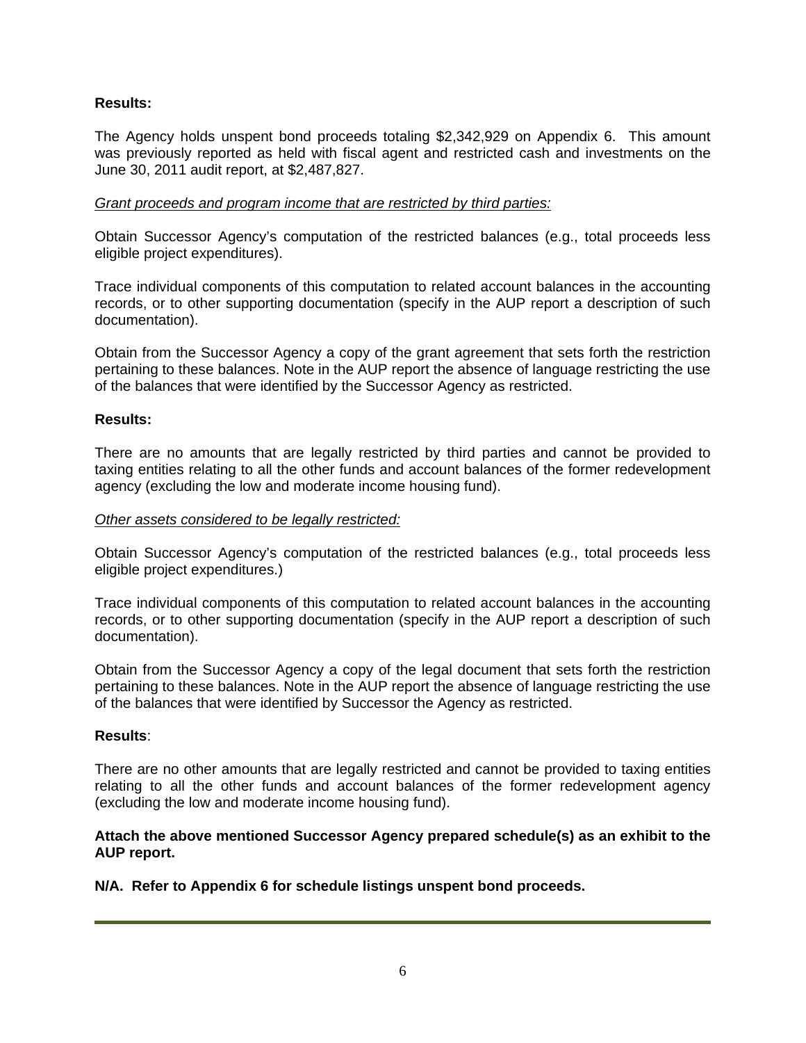**Results:**

The Agency holds unspent bond proceeds totaling $2,342,929 on Appendix 6. This amount was previously reported as held with fiscal agent and restricted cash and investments on the June 30, 2011 audit report, at $2,487,827.

*Grant proceeds and program income that are restricted by third parties:*

Obtain Successor Agency's computation of the restricted balances (e.g., total proceeds less eligible project expenditures).

Trace individual components of this computation to related account balances in the accounting records, or to other supporting documentation (specify in the AUP report a description of such documentation).

Obtain from the Successor Agency a copy of the grant agreement that sets forth the restriction pertaining to these balances. Note in the AUP report the absence of language restricting the use of the balances that were identified by the Successor Agency as restricted.

**Results:**

There are no amounts that are legally restricted by third parties and cannot be provided to taxing entities relating to all the other funds and account balances of the former redevelopment agency (excluding the low and moderate income housing fund).

*Other assets considered to be legally restricted:*

Obtain Successor Agency's computation of the restricted balances (e.g., total proceeds less eligible project expenditures.)

Trace individual components of this computation to related account balances in the accounting records, or to other supporting documentation (specify in the AUP report a description of such documentation).

Obtain from the Successor Agency a copy of the legal document that sets forth the restriction pertaining to these balances. Note in the AUP report the absence of language restricting the use of the balances that were identified by Successor the Agency as restricted.

**Results**:

There are no other amounts that are legally restricted and cannot be provided to taxing entities relating to all the other funds and account balances of the former redevelopment agency (excluding the low and moderate income housing fund).

**Attach the above mentioned Successor Agency prepared schedule(s) as an exhibit to the AUP report.**

**N/A. Refer to Appendix 6 for schedule listings unspent bond proceeds.**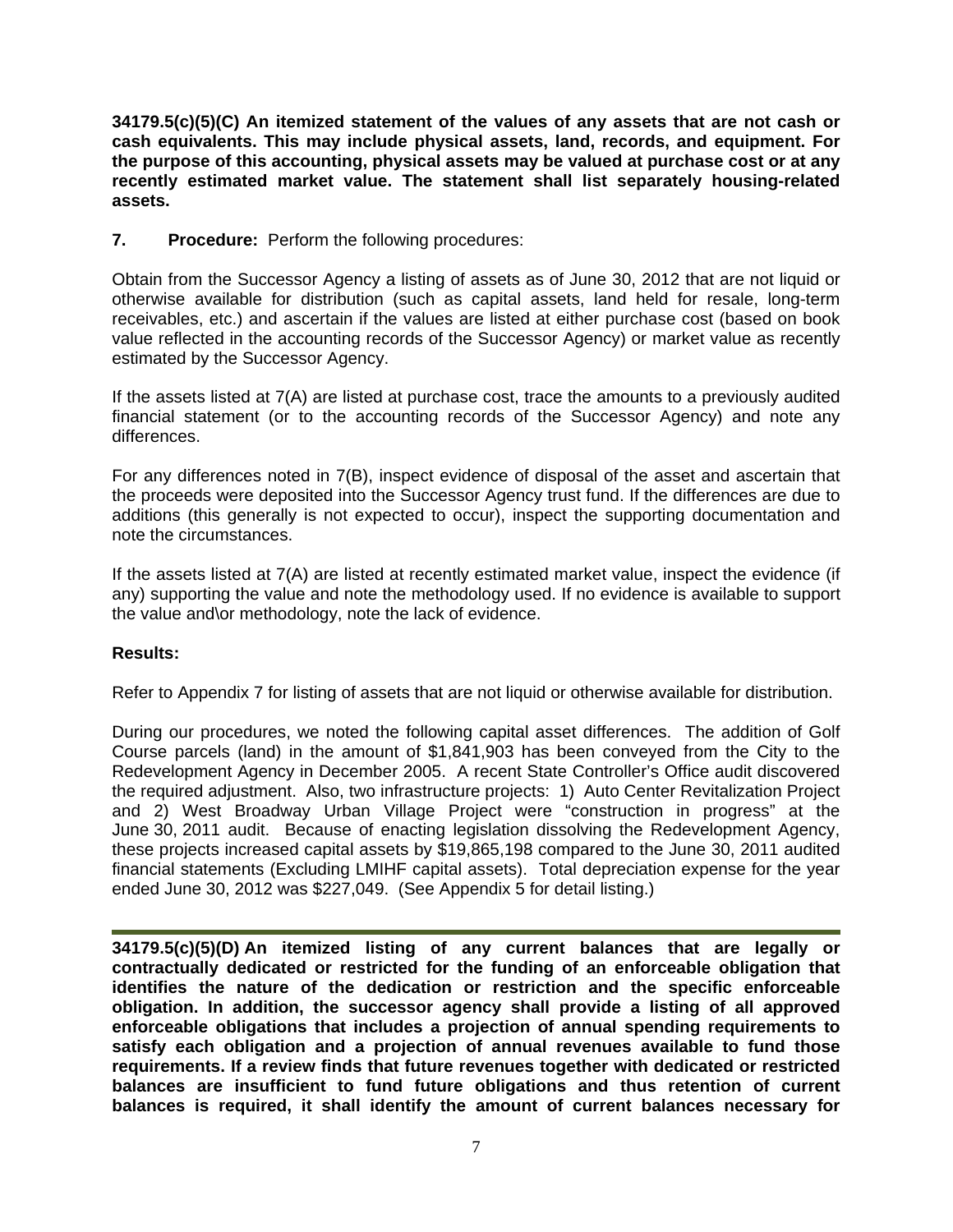**34179.5(c)(5)(C) An itemized statement of the values of any assets that are not cash or cash equivalents. This may include physical assets, land, records, and equipment. For the purpose of this accounting, physical assets may be valued at purchase cost or at any recently estimated market value. The statement shall list separately housing-related assets.**

**7. Procedure:** Perform the following procedures:

Obtain from the Successor Agency a listing of assets as of June 30, 2012 that are not liquid or otherwise available for distribution (such as capital assets, land held for resale, long-term receivables, etc.) and ascertain if the values are listed at either purchase cost (based on book value reflected in the accounting records of the Successor Agency) or market value as recently estimated by the Successor Agency.

If the assets listed at 7(A) are listed at purchase cost, trace the amounts to a previously audited financial statement (or to the accounting records of the Successor Agency) and note any differences.

For any differences noted in 7(B), inspect evidence of disposal of the asset and ascertain that the proceeds were deposited into the Successor Agency trust fund. If the differences are due to additions (this generally is not expected to occur), inspect the supporting documentation and note the circumstances.

If the assets listed at 7(A) are listed at recently estimated market value, inspect the evidence (if any) supporting the value and note the methodology used. If no evidence is available to support the value and\or methodology, note the lack of evidence.

**Results:**

Refer to Appendix 7 for listing of assets that are not liquid or otherwise available for distribution.

During our procedures, we noted the following capital asset differences. The addition of Golf Course parcels (land) in the amount of $1,841,903 has been conveyed from the City to the Redevelopment Agency in December 2005. A recent State Controller's Office audit discovered the required adjustment. Also, two infrastructure projects: 1) Auto Center Revitalization Project and 2) West Broadway Urban Village Project were "construction in progress" at the June 30, 2011 audit. Because of enacting legislation dissolving the Redevelopment Agency, these projects increased capital assets by $19,865,198 compared to the June 30, 2011 audited financial statements (Excluding LMIHF capital assets). Total depreciation expense for the year ended June 30, 2012 was $227,049. (See Appendix 5 for detail listing.)

---

**34179.5(c)(5)(D) An itemized listing of any current balances that are legally or contractually dedicated or restricted for the funding of an enforceable obligation that identifies the nature of the dedication or restriction and the specific enforceable obligation. In addition, the successor agency shall provide a listing of all approved enforceable obligations that includes a projection of annual spending requirements to satisfy each obligation and a projection of annual revenues available to fund those requirements. If a review finds that future revenues together with dedicated or restricted balances are insufficient to fund future obligations and thus retention of current balances is required, it shall identify the amount of current balances necessary for**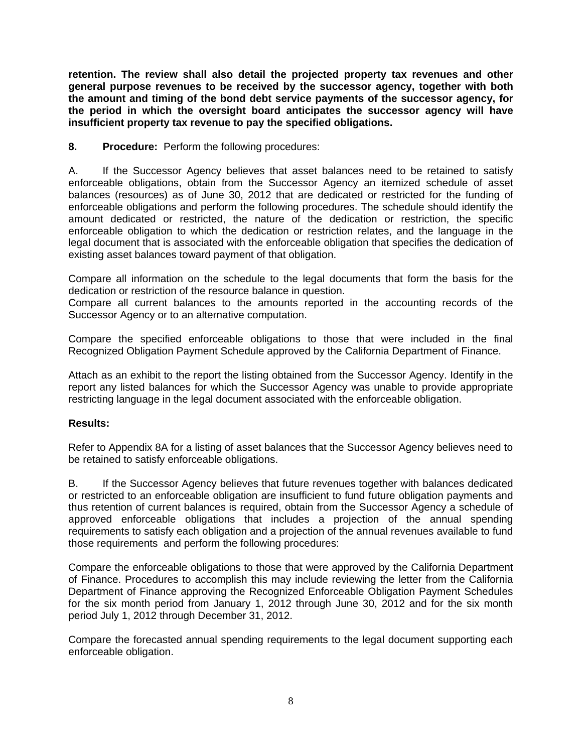**retention. The review shall also detail the projected property tax revenues and other general purpose revenues to be received by the successor agency, together with both the amount and timing of the bond debt service payments of the successor agency, for the period in which the oversight board anticipates the successor agency will have insufficient property tax revenue to pay the specified obligations.**

**8. Procedure:** Perform the following procedures:

A. If the Successor Agency believes that asset balances need to be retained to satisfy enforceable obligations, obtain from the Successor Agency an itemized schedule of asset balances (resources) as of June 30, 2012 that are dedicated or restricted for the funding of enforceable obligations and perform the following procedures. The schedule should identify the amount dedicated or restricted, the nature of the dedication or restriction, the specific enforceable obligation to which the dedication or restriction relates, and the language in the legal document that is associated with the enforceable obligation that specifies the dedication of existing asset balances toward payment of that obligation.

Compare all information on the schedule to the legal documents that form the basis for the dedication or restriction of the resource balance in question.
Compare all current balances to the amounts reported in the accounting records of the Successor Agency or to an alternative computation.

Compare the specified enforceable obligations to those that were included in the final Recognized Obligation Payment Schedule approved by the California Department of Finance.

Attach as an exhibit to the report the listing obtained from the Successor Agency. Identify in the report any listed balances for which the Successor Agency was unable to provide appropriate restricting language in the legal document associated with the enforceable obligation.

**Results:**

Refer to Appendix 8A for a listing of asset balances that the Successor Agency believes need to be retained to satisfy enforceable obligations.

B. If the Successor Agency believes that future revenues together with balances dedicated or restricted to an enforceable obligation are insufficient to fund future obligation payments and thus retention of current balances is required, obtain from the Successor Agency a schedule of approved enforceable obligations that includes a projection of the annual spending requirements to satisfy each obligation and a projection of the annual revenues available to fund those requirements and perform the following procedures:

Compare the enforceable obligations to those that were approved by the California Department of Finance. Procedures to accomplish this may include reviewing the letter from the California Department of Finance approving the Recognized Enforceable Obligation Payment Schedules for the six month period from January 1, 2012 through June 30, 2012 and for the six month period July 1, 2012 through December 31, 2012.

Compare the forecasted annual spending requirements to the legal document supporting each enforceable obligation.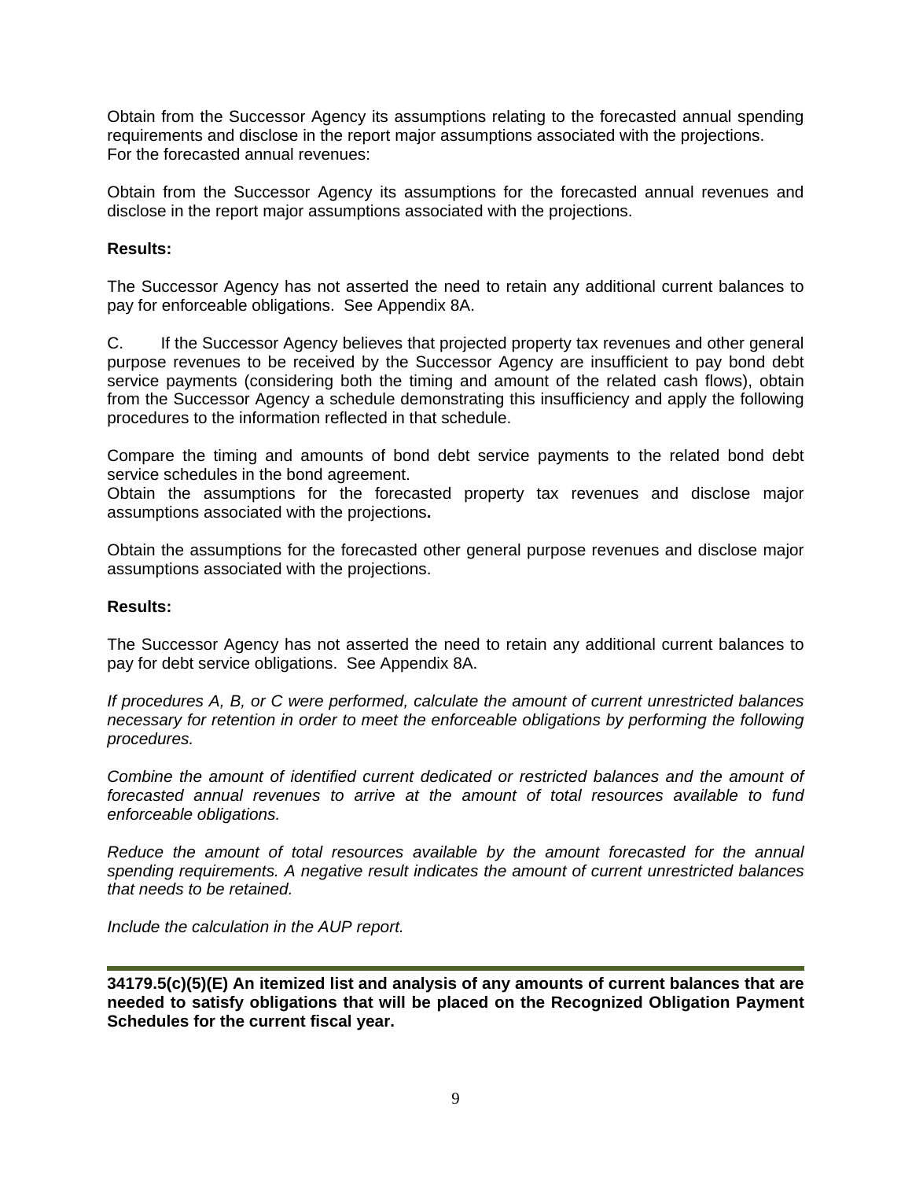Obtain from the Successor Agency its assumptions relating to the forecasted annual spending requirements and disclose in the report major assumptions associated with the projections.
For the forecasted annual revenues:

Obtain from the Successor Agency its assumptions for the forecasted annual revenues and disclose in the report major assumptions associated with the projections.

**Results:**

The Successor Agency has not asserted the need to retain any additional current balances to pay for enforceable obligations. See Appendix 8A.

C. If the Successor Agency believes that projected property tax revenues and other general purpose revenues to be received by the Successor Agency are insufficient to pay bond debt service payments (considering both the timing and amount of the related cash flows), obtain from the Successor Agency a schedule demonstrating this insufficiency and apply the following procedures to the information reflected in that schedule.

Compare the timing and amounts of bond debt service payments to the related bond debt service schedules in the bond agreement.
Obtain the assumptions for the forecasted property tax revenues and disclose major assumptions associated with the projections**.**

Obtain the assumptions for the forecasted other general purpose revenues and disclose major assumptions associated with the projections.

**Results:**

The Successor Agency has not asserted the need to retain any additional current balances to pay for debt service obligations. See Appendix 8A.

*If procedures A, B, or C were performed, calculate the amount of current unrestricted balances necessary for retention in order to meet the enforceable obligations by performing the following procedures.*

*Combine the amount of identified current dedicated or restricted balances and the amount of forecasted annual revenues to arrive at the amount of total resources available to fund enforceable obligations.*

*Reduce the amount of total resources available by the amount forecasted for the annual spending requirements. A negative result indicates the amount of current unrestricted balances that needs to be retained.*

*Include the calculation in the AUP report.*

---

**34179.5(c)(5)(E) An itemized list and analysis of any amounts of current balances that are needed to satisfy obligations that will be placed on the Recognized Obligation Payment Schedules for the current fiscal year.**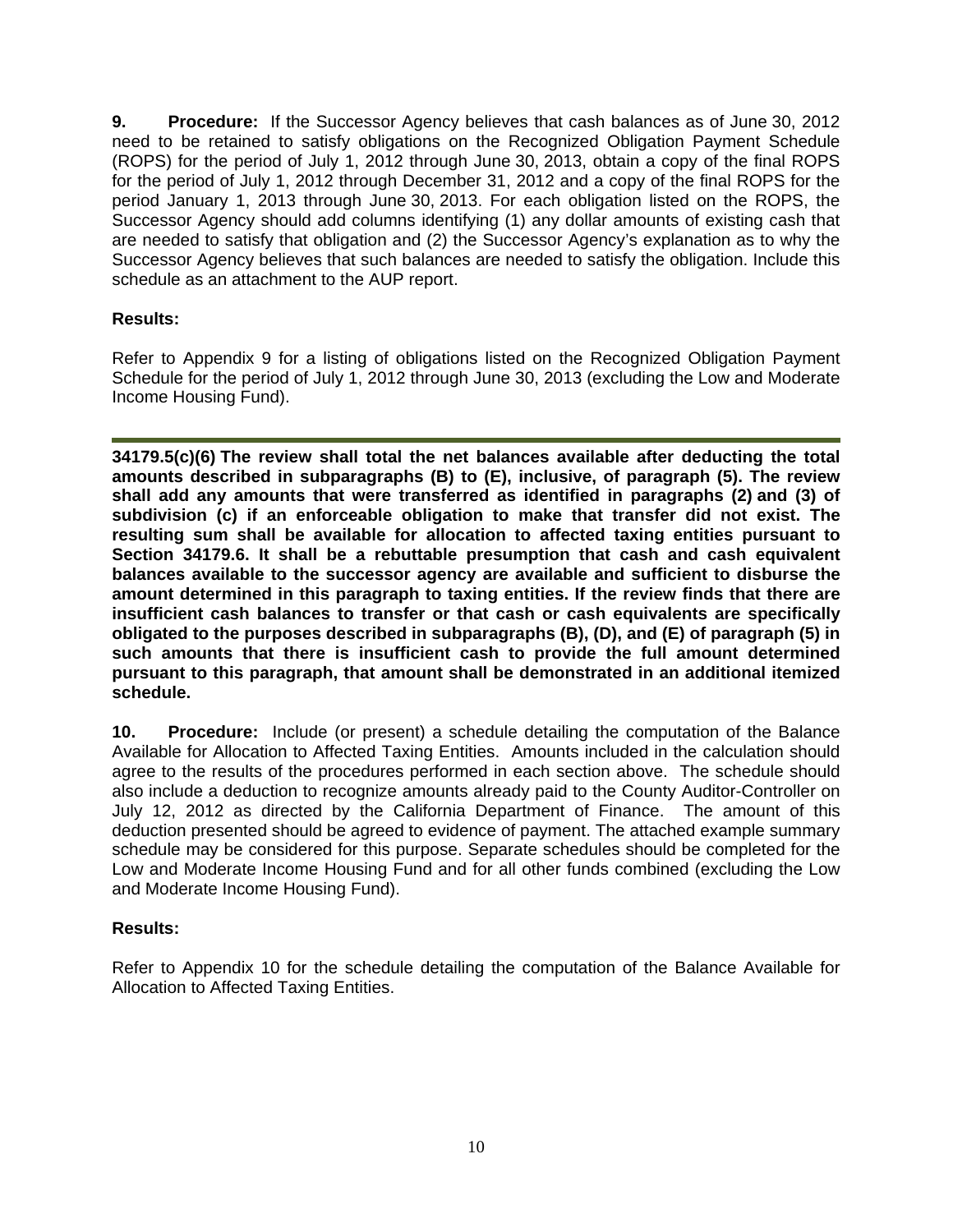**9. Procedure:** If the Successor Agency believes that cash balances as of June 30, 2012 need to be retained to satisfy obligations on the Recognized Obligation Payment Schedule (ROPS) for the period of July 1, 2012 through June 30, 2013, obtain a copy of the final ROPS for the period of July 1, 2012 through December 31, 2012 and a copy of the final ROPS for the period January 1, 2013 through June 30, 2013. For each obligation listed on the ROPS, the Successor Agency should add columns identifying (1) any dollar amounts of existing cash that are needed to satisfy that obligation and (2) the Successor Agency's explanation as to why the Successor Agency believes that such balances are needed to satisfy the obligation. Include this schedule as an attachment to the AUP report.

**Results:**

Refer to Appendix 9 for a listing of obligations listed on the Recognized Obligation Payment Schedule for the period of July 1, 2012 through June 30, 2013 (excluding the Low and Moderate Income Housing Fund).

---

**34179.5(c)(6) The review shall total the net balances available after deducting the total amounts described in subparagraphs (B) to (E), inclusive, of paragraph (5). The review shall add any amounts that were transferred as identified in paragraphs (2) and (3) of subdivision (c) if an enforceable obligation to make that transfer did not exist. The resulting sum shall be available for allocation to affected taxing entities pursuant to Section 34179.6. It shall be a rebuttable presumption that cash and cash equivalent balances available to the successor agency are available and sufficient to disburse the amount determined in this paragraph to taxing entities. If the review finds that there are insufficient cash balances to transfer or that cash or cash equivalents are specifically obligated to the purposes described in subparagraphs (B), (D), and (E) of paragraph (5) in such amounts that there is insufficient cash to provide the full amount determined pursuant to this paragraph, that amount shall be demonstrated in an additional itemized schedule.**

**10. Procedure:** Include (or present) a schedule detailing the computation of the Balance Available for Allocation to Affected Taxing Entities. Amounts included in the calculation should agree to the results of the procedures performed in each section above. The schedule should also include a deduction to recognize amounts already paid to the County Auditor-Controller on July 12, 2012 as directed by the California Department of Finance. The amount of this deduction presented should be agreed to evidence of payment. The attached example summary schedule may be considered for this purpose. Separate schedules should be completed for the Low and Moderate Income Housing Fund and for all other funds combined (excluding the Low and Moderate Income Housing Fund).

**Results:**

Refer to Appendix 10 for the schedule detailing the computation of the Balance Available for Allocation to Affected Taxing Entities.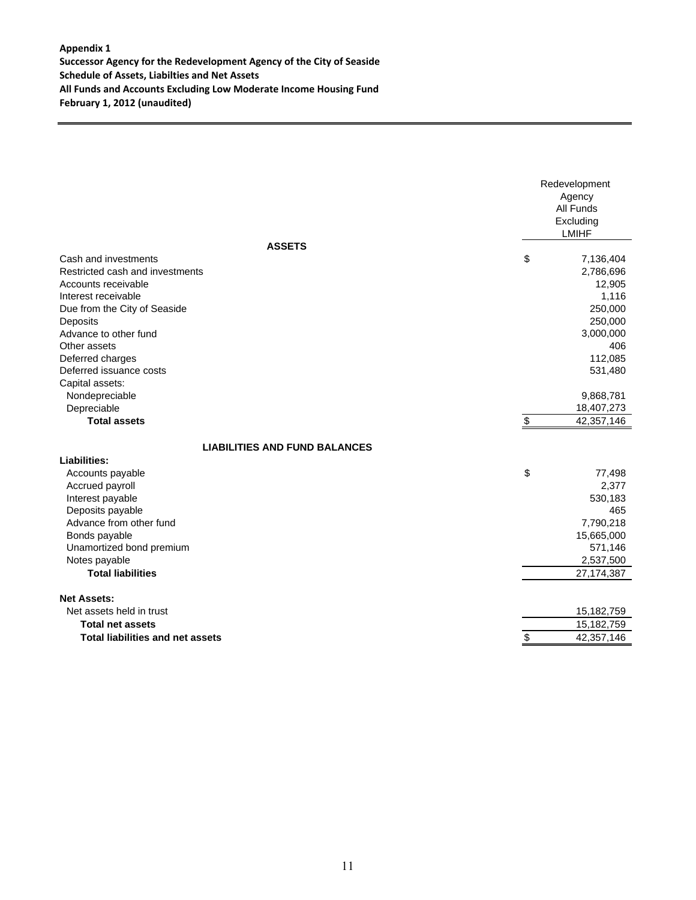**Appendix 1**
**Successor Agency for the Redevelopment Agency of the City of Seaside**
**Schedule of Assets, Liabilties and Net Assets**
**All Funds and Accounts Excluding Low Moderate Income Housing Fund**
**February 1, 2012 (unaudited)**

| | Redevelopment Agency All Funds Excluding LMIHF |
|---|---|
| **ASSETS** | |
| Cash and investments | $ 7,136,404 |
| Restricted cash and investments | 2,786,696 |
| Accounts receivable | 12,905 |
| Interest receivable | 1,116 |
| Due from the City of Seaside | 250,000 |
| Deposits | 250,000 |
| Advance to other fund | 3,000,000 |
| Other assets | 406 |
| Deferred charges | 112,085 |
| Deferred issuance costs | 531,480 |
| Capital assets: | |
| Nondepreciable | 9,868,781 |
| Depreciable | 18,407,273 |
| **Total assets** | $ 42,357,146 |
| **LIABILITIES AND FUND BALANCES** | |
| **Liabilities:** | |
| Accounts payable | $ 77,498 |
| Accrued payroll | 2,377 |
| Interest payable | 530,183 |
| Deposits payable | 465 |
| Advance from other fund | 7,790,218 |
| Bonds payable | 15,665,000 |
| Unamortized bond premium | 571,146 |
| Notes payable | 2,537,500 |
| **Total liabilities** | 27,174,387 |
| **Net Assets:** | |
| Net assets held in trust | 15,182,759 |
| **Total net assets** | 15,182,759 |
| **Total liabilities and net assets** | $ 42,357,146 |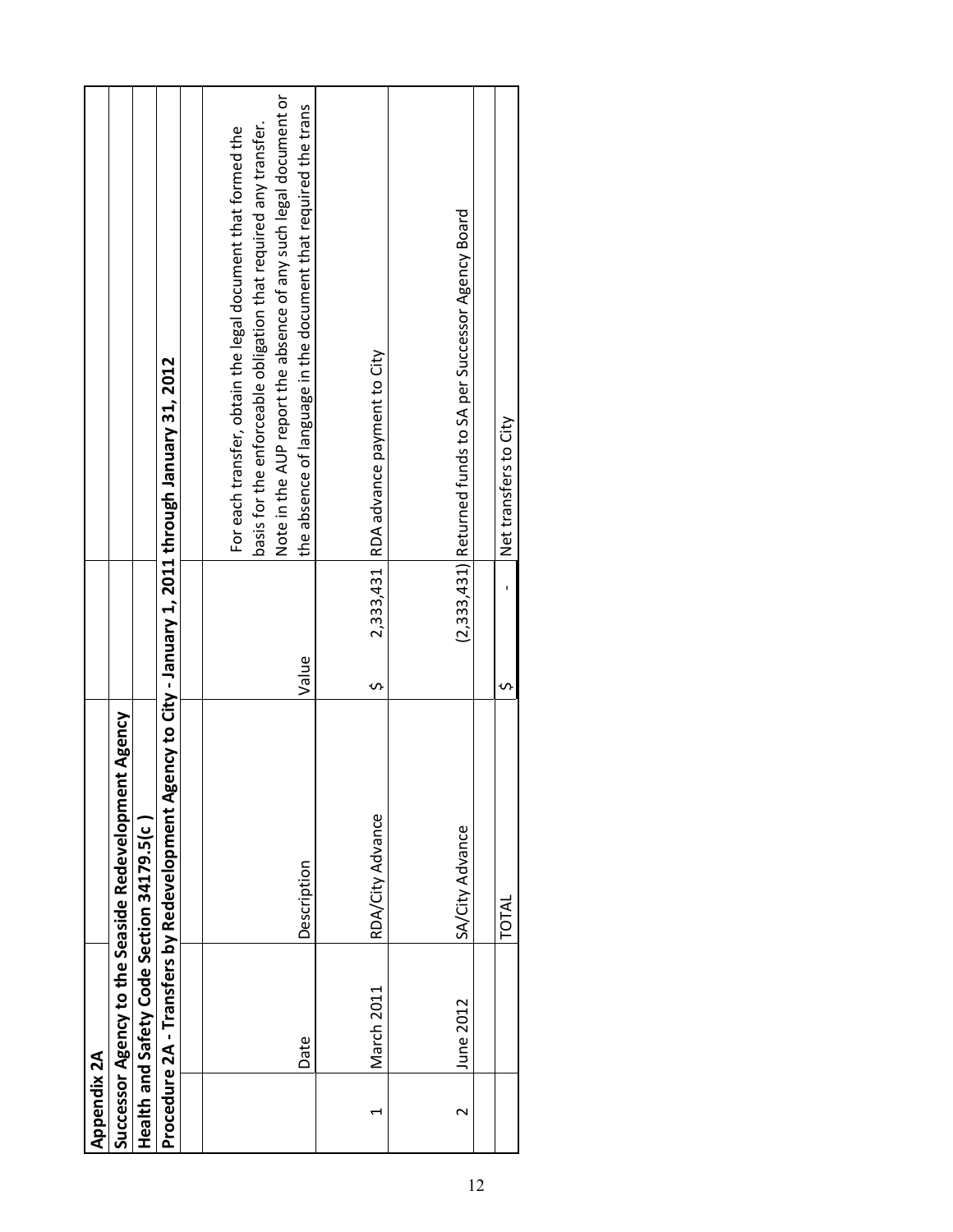**Appendix 2A**

**Successor Agency to the Seaside Redevelopment Agency**

**Health and Safety Code Section 34179.5(c )**

**Procedure 2A - Transfers by Redevelopment Agency to City - January 1, 2011 through January 31, 2012**

| | Date | Description | Value | For each transfer, obtain the legal document that formed the basis for the enforceable obligation that required any transfer. Note in the AUP report the absence of any such legal document or the absence of language in the document that required the trans |
|---|---|---|---|---|
| 1 | March 2011 | RDA/City Advance | $ 2,333,431 | RDA advance payment to City |
| 2 | June 2012 | SA/City Advance | (2,333,431) | Returned funds to SA per Successor Agency Board |
| | | TOTAL | $ - | Net transfers to City |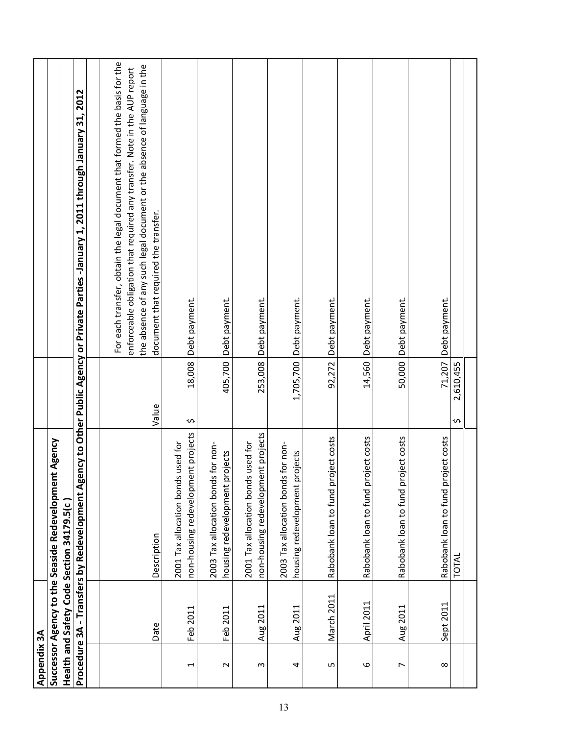**Appendix 3A**

**Successor Agency to the Seaside Redevelopment Agency**

**Health and Safety Code Section 34179.5(c )**

**Procedure 3A - Transfers by Redevelopment Agency to Other Public Agency or Private Parties -January 1, 2011 through January 31, 2012**

| | Date | Description | Value | For each transfer, obtain the legal document that formed the basis for the enforceable obligation that required any transfer. Note in the AUP report the absence of any such legal document or the absence of language in the document that required the transfer. |
|---|---|---|---|---|
| 1 | Feb 2011 | 2001 Tax allocation bonds used for non-housing redevelopment projects | $ 18,008 | Debt payment. |
| 2 | Feb 2011 | 2003 Tax allocation bonds for non-housing redevelopment projects | 405,700 | Debt payment. |
| 3 | Aug 2011 | 2001 Tax allocation bonds used for non-housing redevelopment projects | 253,008 | Debt payment. |
| 4 | Aug 2011 | 2003 Tax allocation bonds for non-housing redevelopment projects | 1,705,700 | Debt payment. |
| 5 | March 2011 | Rabobank loan to fund project costs | 92,272 | Debt payment. |
| 6 | April 2011 | Rabobank loan to fund project costs | 14,560 | Debt payment. |
| 7 | Aug 2011 | Rabobank loan to fund project costs | 50,000 | Debt payment. |
| 8 | Sept 2011 | Rabobank loan to fund project costs | 71,207 | Debt payment. |
| | | TOTAL | $ 2,610,455 | |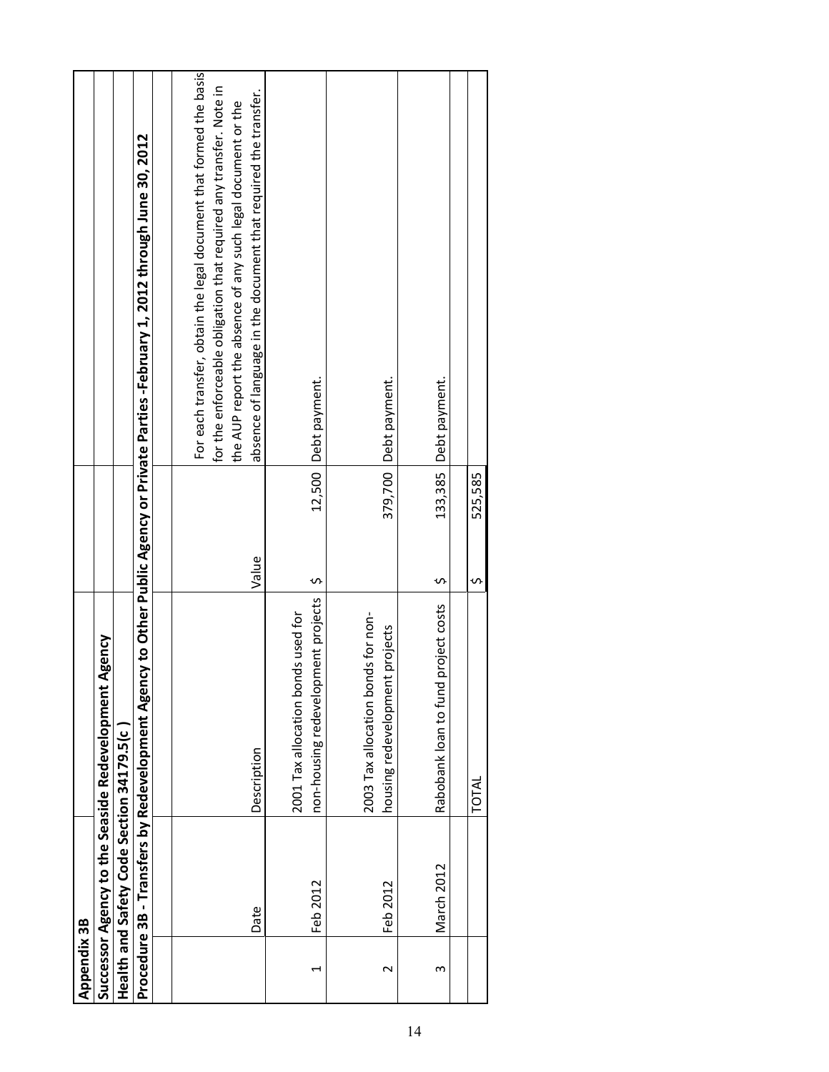**Appendix 3B**

**Successor Agency to the Seaside Redevelopment Agency**

**Health and Safety Code Section 34179.5(c )**

**Procedure 3B - Transfers by Redevelopment Agency to Other Public Agency or Private Parties -February 1, 2012 through June 30, 2012**

| | Date | Description | Value | | For each transfer, obtain the legal document that formed the basis for the enforceable obligation that required any transfer. Note in the AUP report the absence of any such legal document or the absence of language in the document that required the transfer. |
|---|---|---|---|---|---|
| 1 | Feb 2012 | 2001 Tax allocation bonds used for non-housing redevelopment projects | $ | 12,500 | Debt payment. |
| 2 | Feb 2012 | 2003 Tax allocation bonds for non-housing redevelopment projects | | 379,700 | Debt payment. |
| 3 | March 2012 | Rabobank loan to fund project costs | $ | 133,385 | Debt payment. |
| | | | | | |
| | | TOTAL | $ | 525,585 | |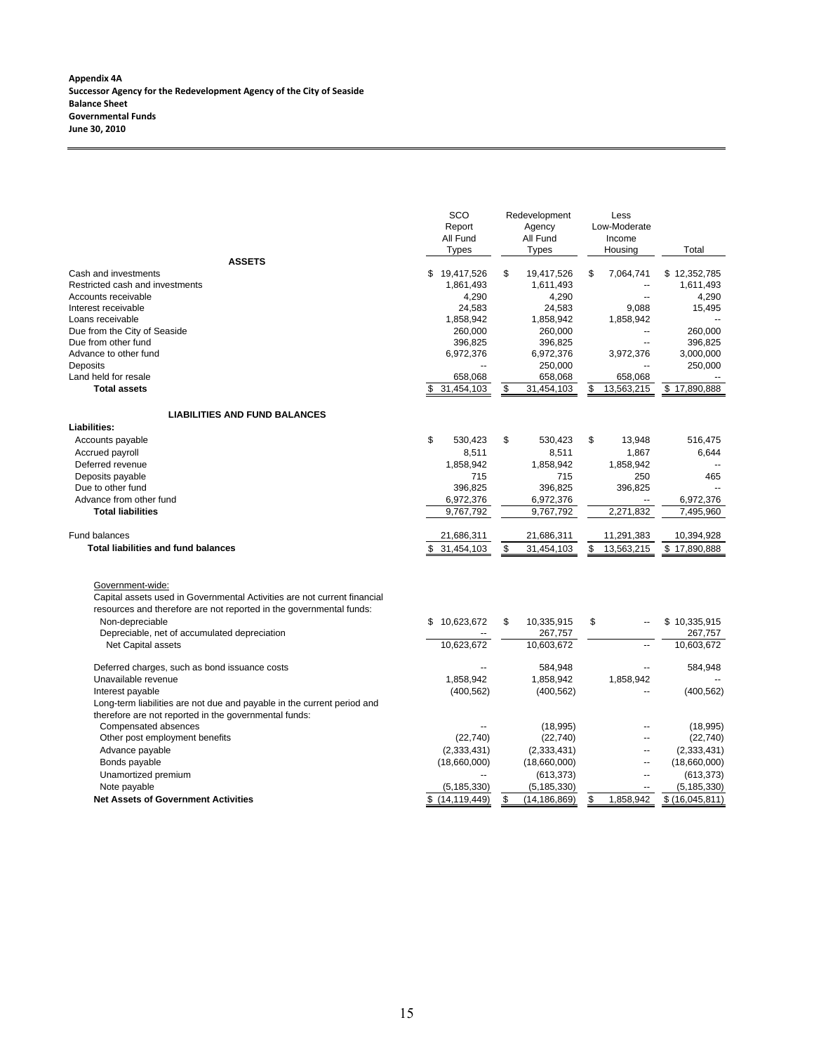**Appendix 4A**
**Successor Agency for the Redevelopment Agency of the City of Seaside**
**Balance Sheet**
**Governmental Funds**
**June 30, 2010**

| | SCO Report All Fund Types | Redevelopment Agency All Fund Types | Less Low-Moderate Income Housing | Total |
|---|---|---|---|---|
| **ASSETS** | | | | |
| Cash and investments | $ 19,417,526 | $ 19,417,526 | $ 7,064,741 | $ 12,352,785 |
| Restricted cash and investments | 1,861,493 | 1,611,493 | -- | 1,611,493 |
| Accounts receivable | 4,290 | 4,290 | -- | 4,290 |
| Interest receivable | 24,583 | 24,583 | 9,088 | 15,495 |
| Loans receivable | 1,858,942 | 1,858,942 | 1,858,942 | -- |
| Due from the City of Seaside | 260,000 | 260,000 | -- | 260,000 |
| Due from other fund | 396,825 | 396,825 | -- | 396,825 |
| Advance to other fund | 6,972,376 | 6,972,376 | 3,972,376 | 3,000,000 |
| Deposits | -- | 250,000 | -- | 250,000 |
| Land held for resale | 658,068 | 658,068 | 658,068 | -- |
| **Total assets** | $ 31,454,103 | $ 31,454,103 | $ 13,563,215 | $ 17,890,888 |
| **LIABILITIES AND FUND BALANCES** | | | | |
| **Liabilities:** | | | | |
| Accounts payable | $ 530,423 | $ 530,423 | $ 13,948 | 516,475 |
| Accrued payroll | 8,511 | 8,511 | 1,867 | 6,644 |
| Deferred revenue | 1,858,942 | 1,858,942 | 1,858,942 | -- |
| Deposits payable | 715 | 715 | 250 | 465 |
| Due to other fund | 396,825 | 396,825 | 396,825 | -- |
| Advance from other fund | 6,972,376 | 6,972,376 | -- | 6,972,376 |
| **Total liabilities** | 9,767,792 | 9,767,792 | 2,271,832 | 7,495,960 |
| Fund balances | 21,686,311 | 21,686,311 | 11,291,383 | 10,394,928 |
| **Total liabilities and fund balances** | $ 31,454,103 | $ 31,454,103 | $ 13,563,215 | $ 17,890,888 |
| Government-wide: | | | | |
| Capital assets used in Governmental Activities are not current financial resources and therefore are not reported in the governmental funds: | | | | |
| Non-depreciable | $ 10,623,672 | $ 10,335,915 | $ -- | $ 10,335,915 |
| Depreciable, net of accumulated depreciation | -- | 267,757 | | 267,757 |
| Net Capital assets | 10,623,672 | 10,603,672 | -- | 10,603,672 |
| Deferred charges, such as bond issuance costs | -- | 584,948 | -- | 584,948 |
| Unavailable revenue | 1,858,942 | 1,858,942 | 1,858,942 | -- |
| Interest payable | (400,562) | (400,562) | -- | (400,562) |
| Long-term liabilities are not due and payable in the current period and therefore are not reported in the governmental funds: | | | | |
| Compensated absences | -- | (18,995) | -- | (18,995) |
| Other post employment benefits | (22,740) | (22,740) | -- | (22,740) |
| Advance payable | (2,333,431) | (2,333,431) | -- | (2,333,431) |
| Bonds payable | (18,660,000) | (18,660,000) | -- | (18,660,000) |
| Unamortized premium | -- | (613,373) | -- | (613,373) |
| Note payable | (5,185,330) | (5,185,330) | -- | (5,185,330) |
| **Net Assets of Government Activities** | $ (14,119,449) | $ (14,186,869) | $ 1,858,942 | $ (16,045,811) |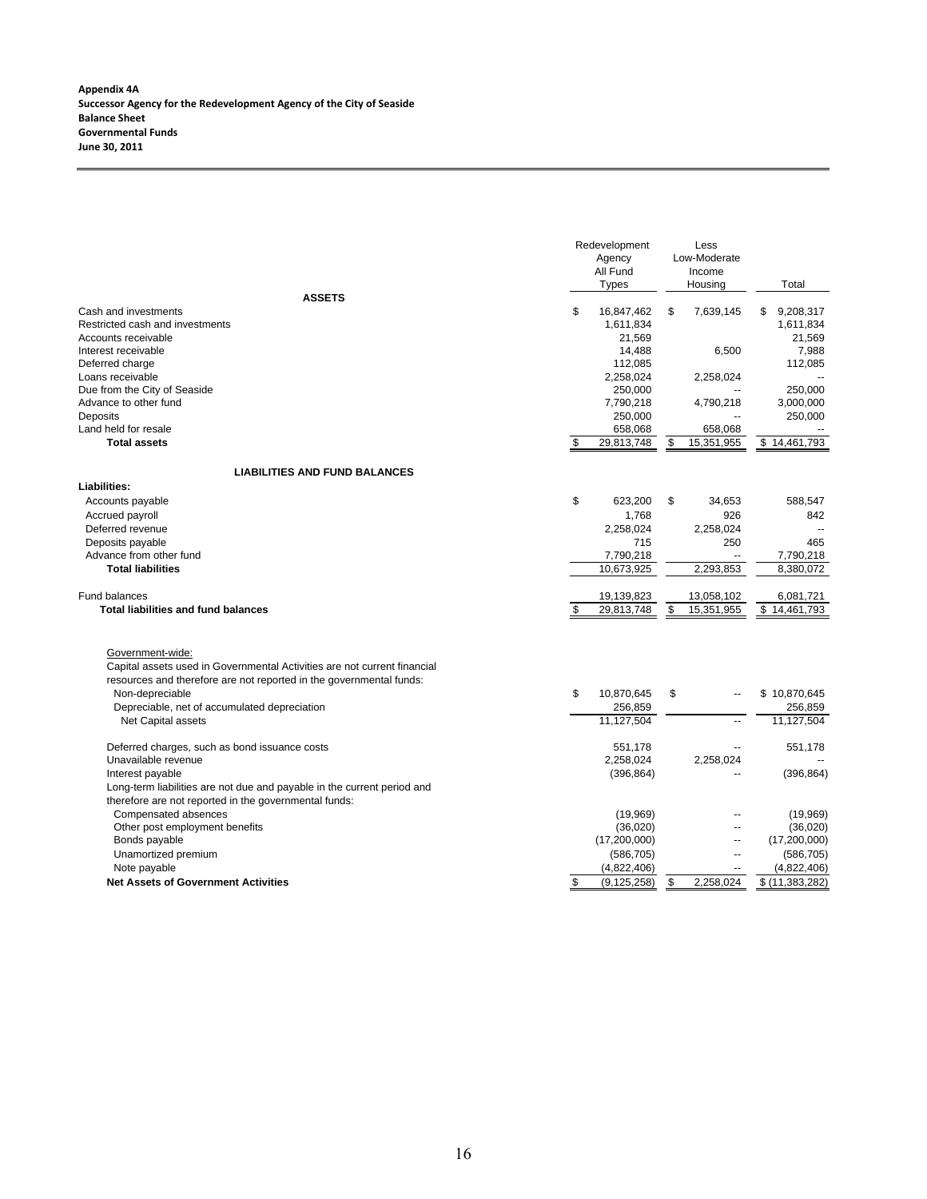**Appendix 4A**
**Successor Agency for the Redevelopment Agency of the City of Seaside**
**Balance Sheet**
**Governmental Funds**
**June 30, 2011**

| | Redevelopment Agency All Fund Types | Less Low-Moderate Income Housing | Total |
|---|---|---|---|
| **ASSETS** | | | |
| Cash and investments | $ 16,847,462 | $ 7,639,145 | $ 9,208,317 |
| Restricted cash and investments | 1,611,834 | | 1,611,834 |
| Accounts receivable | 21,569 | | 21,569 |
| Interest receivable | 14,488 | 6,500 | 7,988 |
| Deferred charge | 112,085 | | 112,085 |
| Loans receivable | 2,258,024 | 2,258,024 | -- |
| Due from the City of Seaside | 250,000 | -- | 250,000 |
| Advance to other fund | 7,790,218 | 4,790,218 | 3,000,000 |
| Deposits | 250,000 | -- | 250,000 |
| Land held for resale | 658,068 | 658,068 | -- |
| **Total assets** | $ 29,813,748 | $ 15,351,955 | $ 14,461,793 |
| **LIABILITIES AND FUND BALANCES** | | | |
| **Liabilities:** | | | |
| Accounts payable | $ 623,200 | $ 34,653 | 588,547 |
| Accrued payroll | 1,768 | 926 | 842 |
| Deferred revenue | 2,258,024 | 2,258,024 | -- |
| Deposits payable | 715 | 250 | 465 |
| Advance from other fund | 7,790,218 | -- | 7,790,218 |
| **Total liabilities** | 10,673,925 | 2,293,853 | 8,380,072 |
| Fund balances | 19,139,823 | 13,058,102 | 6,081,721 |
| **Total liabilities and fund balances** | $ 29,813,748 | $ 15,351,955 | $ 14,461,793 |
| Government-wide: | | | |
| Capital assets used in Governmental Activities are not current financial resources and therefore are not reported in the governmental funds: | | | |
| Non-depreciable | $ 10,870,645 | $ -- | $ 10,870,645 |
| Depreciable, net of accumulated depreciation | 256,859 | | 256,859 |
| Net Capital assets | 11,127,504 | -- | 11,127,504 |
| Deferred charges, such as bond issuance costs | 551,178 | -- | 551,178 |
| Unavailable revenue | 2,258,024 | 2,258,024 | -- |
| Interest payable | (396,864) | -- | (396,864) |
| Long-term liabilities are not due and payable in the current period and therefore are not reported in the governmental funds: | | | |
| Compensated absences | (19,969) | -- | (19,969) |
| Other post employment benefits | (36,020) | -- | (36,020) |
| Bonds payable | (17,200,000) | -- | (17,200,000) |
| Unamortized premium | (586,705) | -- | (586,705) |
| Note payable | (4,822,406) | -- | (4,822,406) |
| **Net Assets of Government Activities** | $ (9,125,258) | $ 2,258,024 | $ (11,383,282) |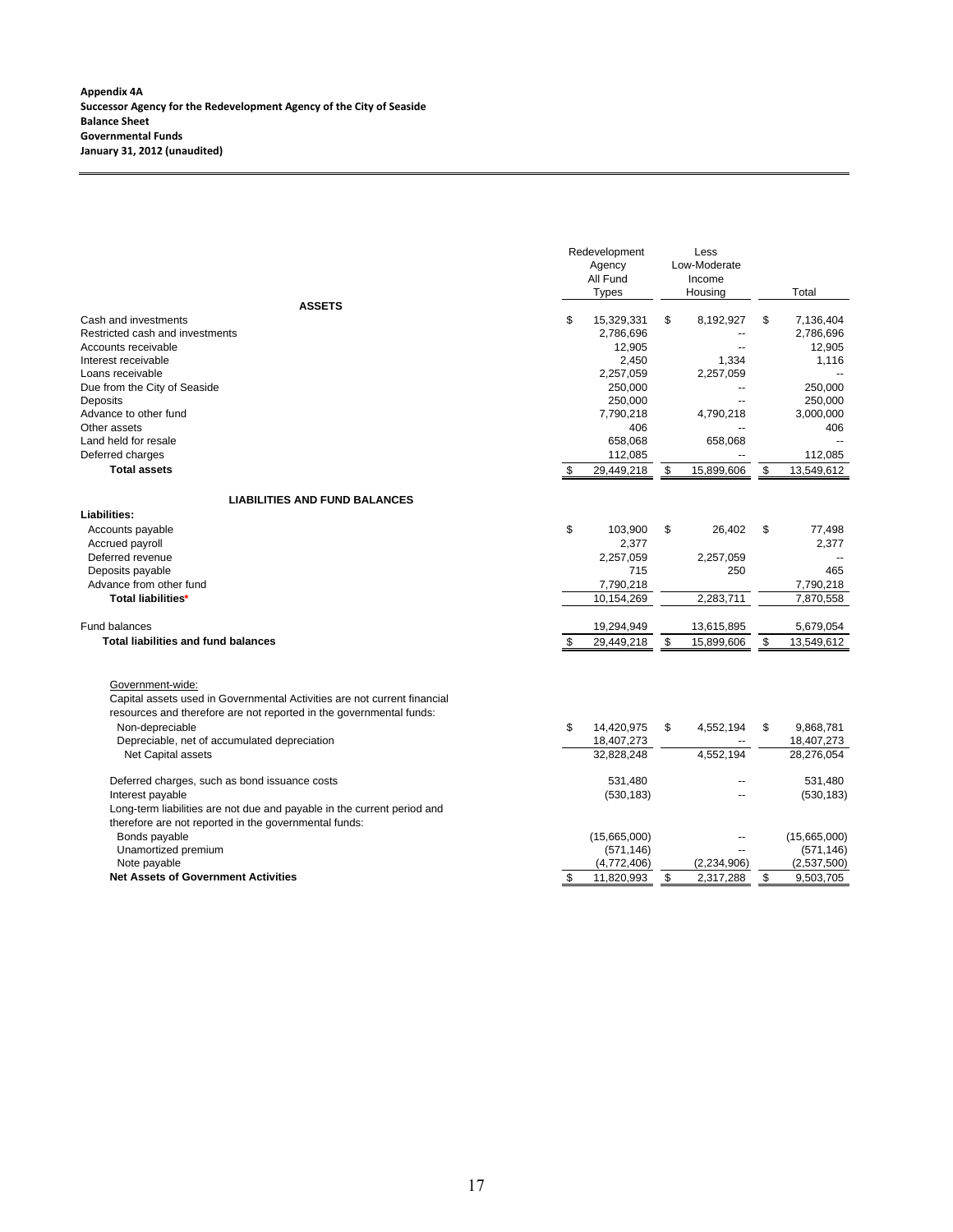**Appendix 4A**
**Successor Agency for the Redevelopment Agency of the City of Seaside**
**Balance Sheet**
**Governmental Funds**
**January 31, 2012 (unaudited)**

| | Redevelopment Agency All Fund Types | Less Low-Moderate Income Housing | Total |
|---|---|---|---|
| **ASSETS** | | | |
| Cash and investments | $ 15,329,331 | $ 8,192,927 | $ 7,136,404 |
| Restricted cash and investments | 2,786,696 | -- | 2,786,696 |
| Accounts receivable | 12,905 | -- | 12,905 |
| Interest receivable | 2,450 | 1,334 | 1,116 |
| Loans receivable | 2,257,059 | 2,257,059 | -- |
| Due from the City of Seaside | 250,000 | -- | 250,000 |
| Deposits | 250,000 | -- | 250,000 |
| Advance to other fund | 7,790,218 | 4,790,218 | 3,000,000 |
| Other assets | 406 | -- | 406 |
| Land held for resale | 658,068 | 658,068 | -- |
| Deferred charges | 112,085 | -- | 112,085 |
| **Total assets** | $ 29,449,218 | $ 15,899,606 | $ 13,549,612 |
| **LIABILITIES AND FUND BALANCES** | | | |
| **Liabilities:** | | | |
| Accounts payable | $ 103,900 | $ 26,402 | $ 77,498 |
| Accrued payroll | 2,377 | | 2,377 |
| Deferred revenue | 2,257,059 | 2,257,059 | -- |
| Deposits payable | 715 | 250 | 465 |
| Advance from other fund | 7,790,218 | | 7,790,218 |
| **Total liabilities*** | 10,154,269 | 2,283,711 | 7,870,558 |
| Fund balances | 19,294,949 | 13,615,895 | 5,679,054 |
| **Total liabilities and fund balances** | $ 29,449,218 | $ 15,899,606 | $ 13,549,612 |
| Government-wide: | | | |
| Capital assets used in Governmental Activities are not current financial resources and therefore are not reported in the governmental funds: | | | |
| Non-depreciable | $ 14,420,975 | $ 4,552,194 | $ 9,868,781 |
| Depreciable, net of accumulated depreciation | 18,407,273 | -- | 18,407,273 |
| Net Capital assets | 32,828,248 | 4,552,194 | 28,276,054 |
| Deferred charges, such as bond issuance costs | 531,480 | -- | 531,480 |
| Interest payable | (530,183) | -- | (530,183) |
| Long-term liabilities are not due and payable in the current period and therefore are not reported in the governmental funds: | | | |
| Bonds payable | (15,665,000) | -- | (15,665,000) |
| Unamortized premium | (571,146) | -- | (571,146) |
| Note payable | (4,772,406) | (2,234,906) | (2,537,500) |
| **Net Assets of Government Activities** | $ 11,820,993 | $ 2,317,288 | $ 9,503,705 |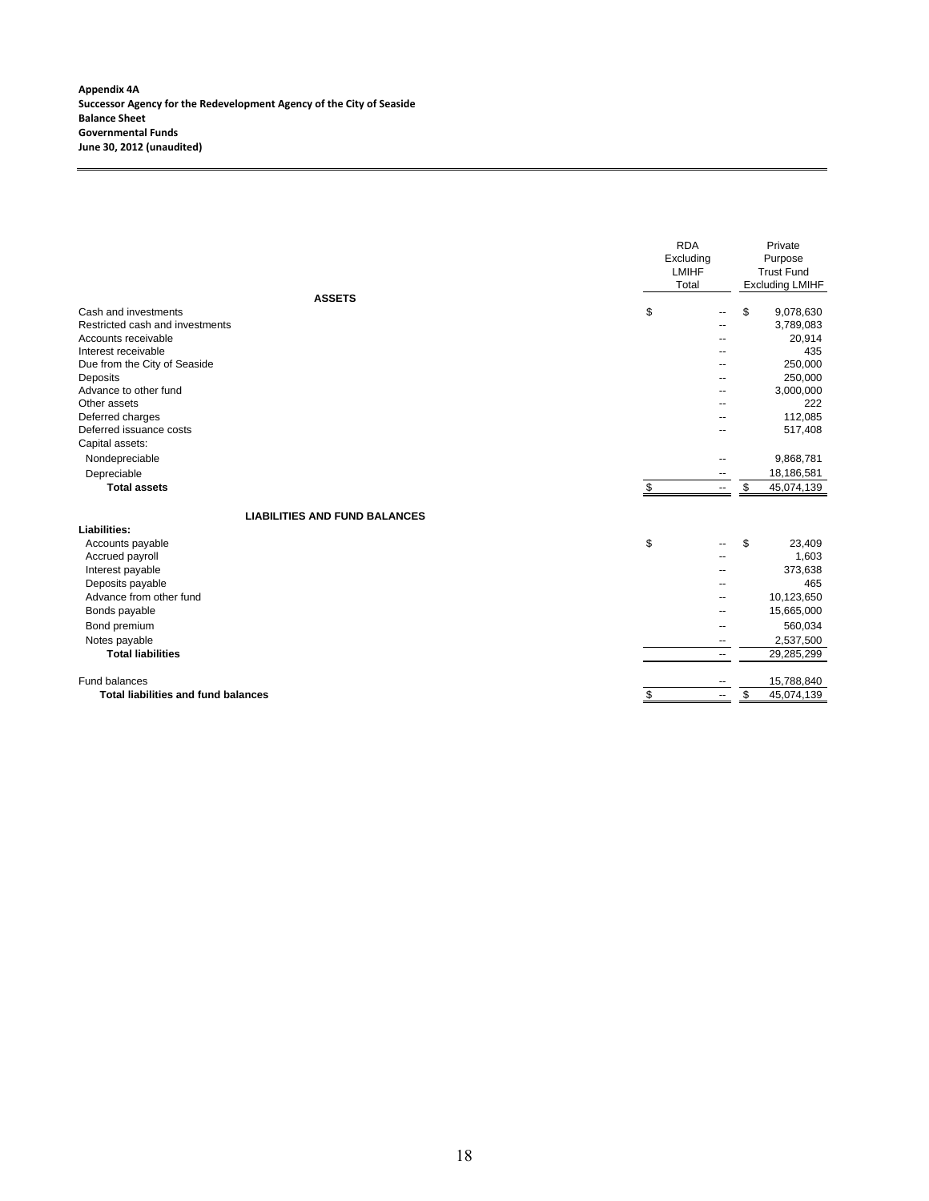**Appendix 4A**
**Successor Agency for the Redevelopment Agency of the City of Seaside**
**Balance Sheet**
**Governmental Funds**
**June 30, 2012 (unaudited)**

| | RDA Excluding LMIHF Total | Private Purpose Trust Fund Excluding LMIHF |
|---|---|---|
| **ASSETS** | | |
| Cash and investments | $ -- | $ 9,078,630 |
| Restricted cash and investments | -- | 3,789,083 |
| Accounts receivable | -- | 20,914 |
| Interest receivable | -- | 435 |
| Due from the City of Seaside | -- | 250,000 |
| Deposits | -- | 250,000 |
| Advance to other fund | -- | 3,000,000 |
| Other assets | -- | 222 |
| Deferred charges | -- | 112,085 |
| Deferred issuance costs | -- | 517,408 |
| Capital assets: | | |
| Nondepreciable | -- | 9,868,781 |
| Depreciable | -- | 18,186,581 |
| **Total assets** | $ -- | $ 45,074,139 |
| **LIABILITIES AND FUND BALANCES** | | |
| **Liabilities:** | | |
| Accounts payable | $ -- | $ 23,409 |
| Accrued payroll | -- | 1,603 |
| Interest payable | -- | 373,638 |
| Deposits payable | -- | 465 |
| Advance from other fund | -- | 10,123,650 |
| Bonds payable | -- | 15,665,000 |
| Bond premium | -- | 560,034 |
| Notes payable | -- | 2,537,500 |
| **Total liabilities** | -- | 29,285,299 |
| Fund balances | -- | 15,788,840 |
| **Total liabilities and fund balances** | $ -- | $ 45,074,139 |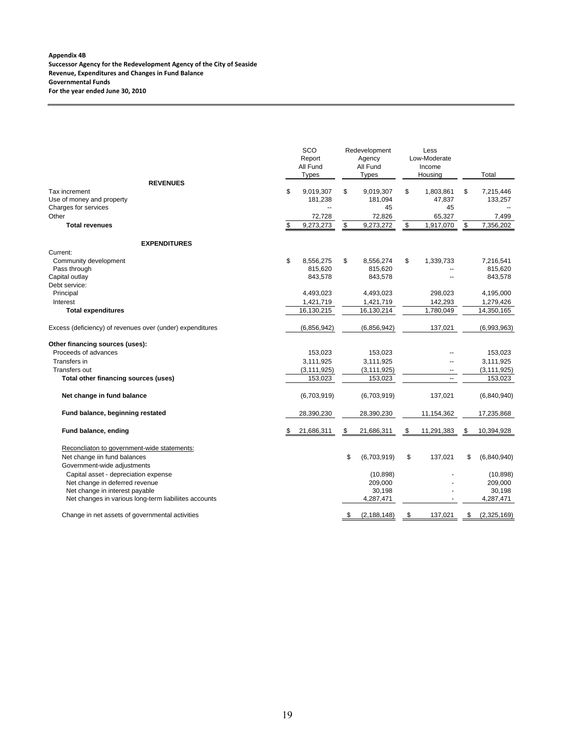**Appendix 4B**
**Successor Agency for the Redevelopment Agency of the City of Seaside**
**Revenue, Expenditures and Changes in Fund Balance**
**Governmental Funds**
**For the year ended June 30, 2010**

| | SCO Report All Fund Types | Redevelopment Agency All Fund Types | Less Low-Moderate Income Housing | Total |
|---|---|---|---|---|
| **REVENUES** | | | | |
| Tax increment | $ 9,019,307 | $ 9,019,307 | $ 1,803,861 | $ 7,215,446 |
| Use of money and property | 181,238 | 181,094 | 47,837 | 133,257 |
| Charges for services | -- | 45 | 45 | -- |
| Other | 72,728 | 72,826 | 65,327 | 7,499 |
| **Total revenues** | $ 9,273,273 | $ 9,273,272 | $ 1,917,070 | $ 7,356,202 |
| **EXPENDITURES** | | | | |
| Current: | | | | |
| Community development | $ 8,556,275 | $ 8,556,274 | $ 1,339,733 | 7,216,541 |
| Pass through | 815,620 | 815,620 | -- | 815,620 |
| Capital outlay | 843,578 | 843,578 | -- | 843,578 |
| Debt service: | | | | |
| Principal | 4,493,023 | 4,493,023 | 298,023 | 4,195,000 |
| Interest | 1,421,719 | 1,421,719 | 142,293 | 1,279,426 |
| **Total expenditures** | 16,130,215 | 16,130,214 | 1,780,049 | 14,350,165 |
| Excess (deficiency) of revenues over (under) expenditures | (6,856,942) | (6,856,942) | 137,021 | (6,993,963) |
| **Other financing sources (uses):** | | | | |
| Proceeds of advances | 153,023 | 153,023 | -- | 153,023 |
| Transfers in | 3,111,925 | 3,111,925 | -- | 3,111,925 |
| Transfers out | (3,111,925) | (3,111,925) | -- | (3,111,925) |
| **Total other financing sources (uses)** | 153,023 | 153,023 | -- | 153,023 |
| **Net change in fund balance** | (6,703,919) | (6,703,919) | 137,021 | (6,840,940) |
| **Fund balance, beginning restated** | 28,390,230 | 28,390,230 | 11,154,362 | 17,235,868 |
| **Fund balance, ending** | $ 21,686,311 | $ 21,686,311 | $ 11,291,383 | $ 10,394,928 |
| Reconcliaton to government-wide statements: | | | | |
| Net change iin fund balances | | $ (6,703,919) | $ 137,021 | $ (6,840,940) |
| Government-wide adjustments | | | | |
| Capital asset - depreciation expense | | (10,898) | - | (10,898) |
| Net change in deferred revenue | | 209,000 | - | 209,000 |
| Net change in interest payable | | 30,198 | - | 30,198 |
| Net changes in various long-term liabiliites accounts | | 4,287,471 | - | 4,287,471 |
| Change in net assets of governmental activities | | $ (2,188,148) | $ 137,021 | $ (2,325,169) |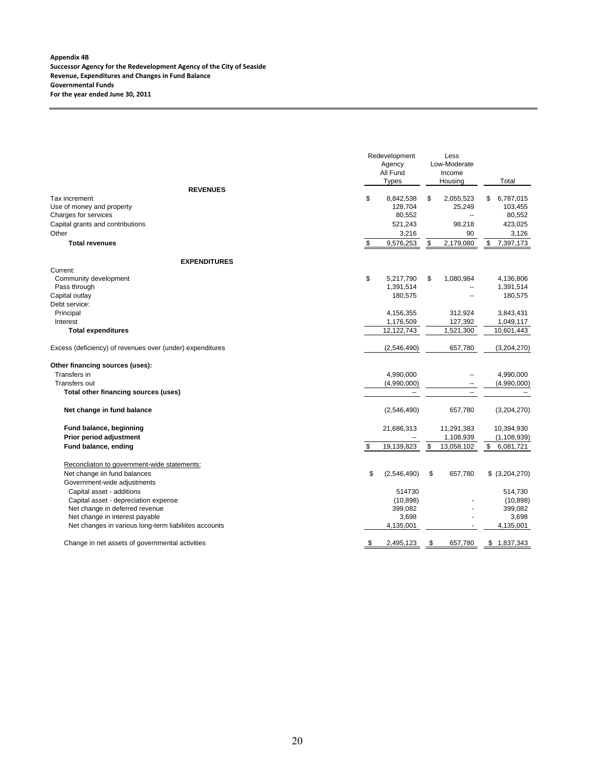**Appendix 4B**
**Successor Agency for the Redevelopment Agency of the City of Seaside**
**Revenue, Expenditures and Changes in Fund Balance**
**Governmental Funds**
**For the year ended June 30, 2011**

| | Redevelopment Agency All Fund Types | Less Low-Moderate Income Housing | Total |
|---|---|---|---|
| **REVENUES** | | | |
| Tax increment | $ 8,842,538 | $ 2,055,523 | $ 6,787,015 |
| Use of money and property | 128,704 | 25,249 | 103,455 |
| Charges for services | 80,552 | -- | 80,552 |
| Capital grants and contributions | 521,243 | 98,218 | 423,025 |
| Other | 3,216 | 90 | 3,126 |
| **Total revenues** | $ 9,576,253 | $ 2,179,080 | $ 7,397,173 |
| **EXPENDITURES** | | | |
| Current: | | | |
| Community development | $ 5,217,790 | $ 1,080,984 | 4,136,806 |
| Pass through | 1,391,514 | -- | 1,391,514 |
| Capital outlay | 180,575 | -- | 180,575 |
| Debt service: | | | |
| Principal | 4,156,355 | 312,924 | 3,843,431 |
| Interest | 1,176,509 | 127,392 | 1,049,117 |
| **Total expenditures** | 12,122,743 | 1,521,300 | 10,601,443 |
| Excess (deficiency) of revenues over (under) expenditures | (2,546,490) | 657,780 | (3,204,270) |
| **Other financing sources (uses):** | | | |
| Transfers in | 4,990,000 | -- | 4,990,000 |
| Transfers out | (4,990,000) | -- | (4,990,000) |
| **Total other financing sources (uses)** | -- | -- | -- |
| **Net change in fund balance** | (2,546,490) | 657,780 | (3,204,270) |
| **Fund balance, beginning** | 21,686,313 | 11,291,383 | 10,394,930 |
| **Prior period adjustment** | -- | 1,108,939 | (1,108,939) |
| **Fund balance, ending** | $ 19,139,823 | $ 13,058,102 | $ 6,081,721 |
| Reconcliaton to government-wide statements: | | | |
| Net change iin fund balances | $ (2,546,490) | $ 657,780 | $ (3,204,270) |
| Government-wide adjustments | | | |
| Capital asset - additions | 514730 | | 514,730 |
| Capital asset - depreciation expense | (10,898) | - | (10,898) |
| Net change in deferred revenue | 399,082 | - | 399,082 |
| Net change in interest payable | 3,698 | - | 3,698 |
| Net changes in various long-term liabiliites accounts | 4,135,001 | - | 4,135,001 |
| Change in net assets of governmental activities | $ 2,495,123 | $ 657,780 | $ 1,837,343 |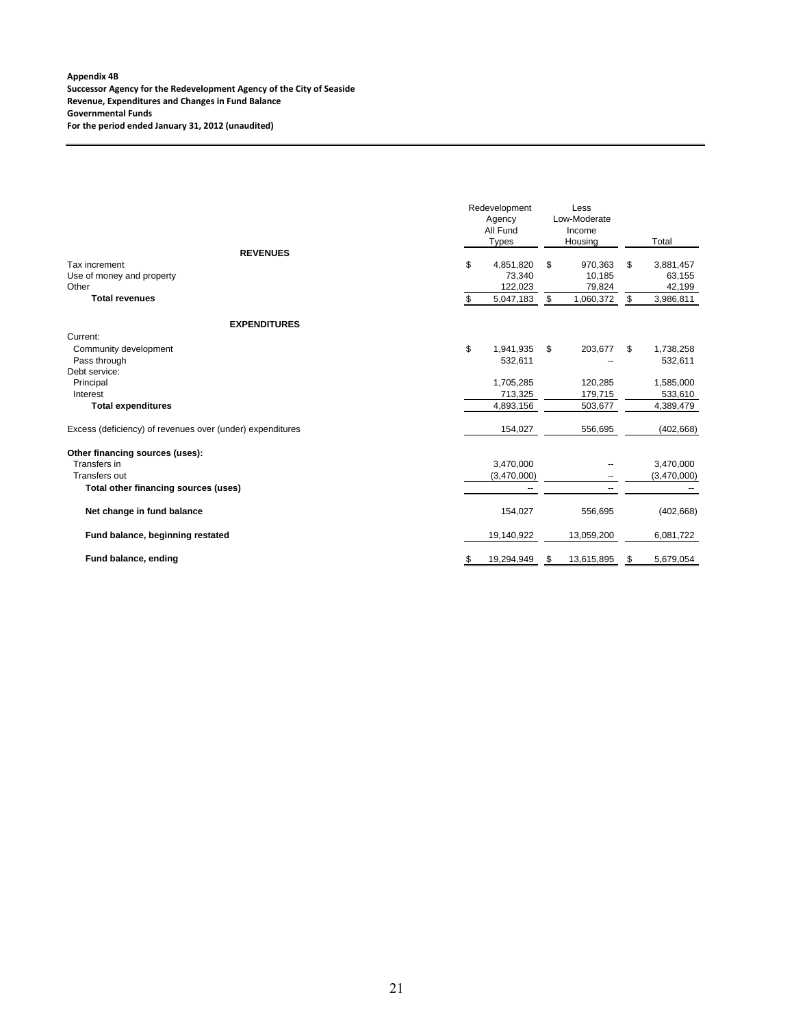**Appendix 4B**
**Successor Agency for the Redevelopment Agency of the City of Seaside**
**Revenue, Expenditures and Changes in Fund Balance**
**Governmental Funds**
**For the period ended January 31, 2012 (unaudited)**

| | Redevelopment Agency All Fund Types | Less Low-Moderate Income Housing | Total |
|---|---|---|---|
| **REVENUES** | | | |
| Tax increment | $ 4,851,820 | $ 970,363 | $ 3,881,457 |
| Use of money and property | 73,340 | 10,185 | 63,155 |
| Other | 122,023 | 79,824 | 42,199 |
| **Total revenues** | $ 5,047,183 | $ 1,060,372 | $ 3,986,811 |
| **EXPENDITURES** | | | |
| Current: | | | |
| Community development | $ 1,941,935 | $ 203,677 | $ 1,738,258 |
| Pass through | 532,611 | -- | 532,611 |
| Debt service: | | | |
| Principal | 1,705,285 | 120,285 | 1,585,000 |
| Interest | 713,325 | 179,715 | 533,610 |
| **Total expenditures** | 4,893,156 | 503,677 | 4,389,479 |
| Excess (deficiency) of revenues over (under) expenditures | 154,027 | 556,695 | (402,668) |
| **Other financing sources (uses):** | | | |
| Transfers in | 3,470,000 | -- | 3,470,000 |
| Transfers out | (3,470,000) | -- | (3,470,000) |
| **Total other financing sources (uses)** | -- | -- | -- |
| **Net change in fund balance** | 154,027 | 556,695 | (402,668) |
| **Fund balance, beginning restated** | 19,140,922 | 13,059,200 | 6,081,722 |
| **Fund balance, ending** | $ 19,294,949 | $ 13,615,895 | $ 5,679,054 |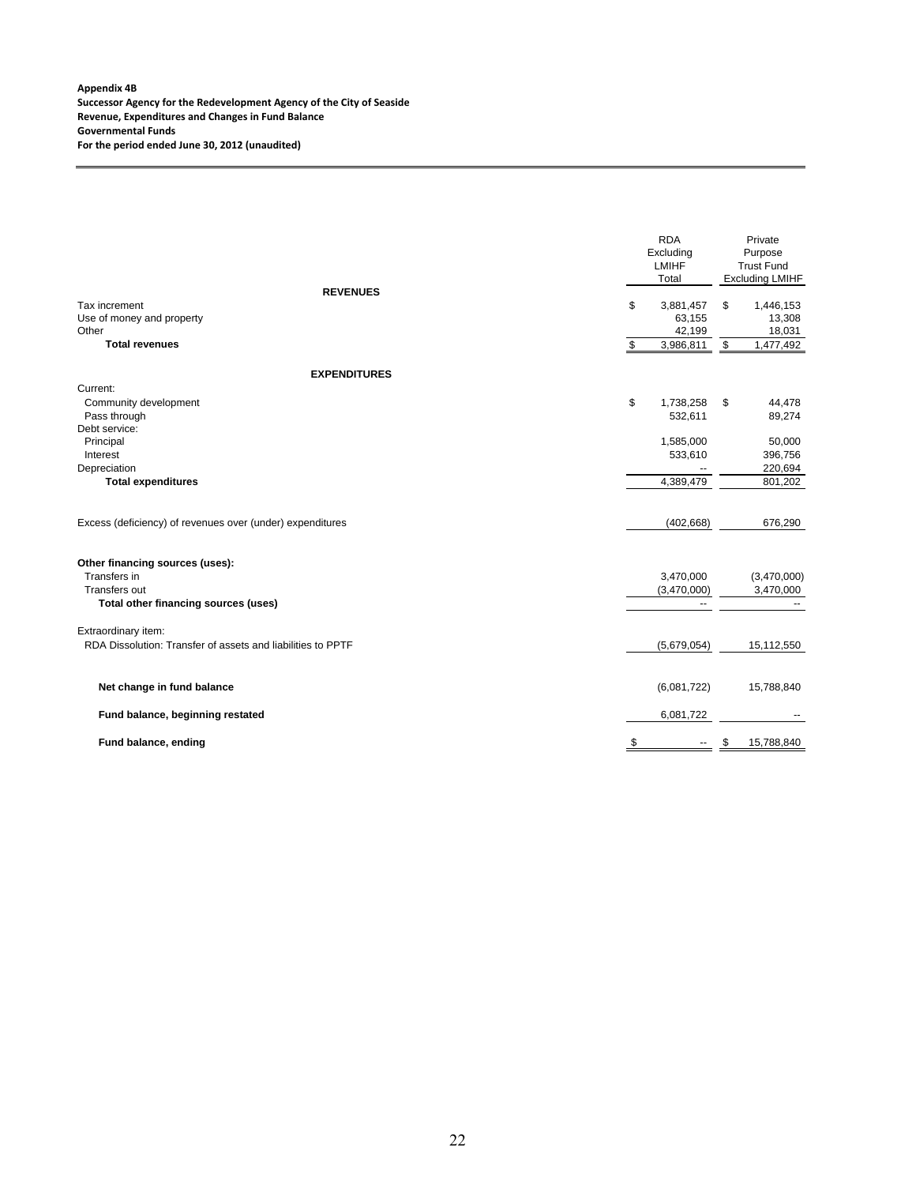**Appendix 4B**
**Successor Agency for the Redevelopment Agency of the City of Seaside**
**Revenue, Expenditures and Changes in Fund Balance**
**Governmental Funds**
**For the period ended June 30, 2012 (unaudited)**

| | RDA Excluding LMIHF Total | Private Purpose Trust Fund Excluding LMIHF |
|---|---|---|
| **REVENUES** | | |
| Tax increment | $ 3,881,457 | $ 1,446,153 |
| Use of money and property | 63,155 | 13,308 |
| Other | 42,199 | 18,031 |
| **Total revenues** | $ 3,986,811 | $ 1,477,492 |
| **EXPENDITURES** | | |
| Current: | | |
| Community development | $ 1,738,258 | $ 44,478 |
| Pass through | 532,611 | 89,274 |
| Debt service: | | |
| Principal | 1,585,000 | 50,000 |
| Interest | 533,610 | 396,756 |
| Depreciation | -- | 220,694 |
| **Total expenditures** | 4,389,479 | 801,202 |
| Excess (deficiency) of revenues over (under) expenditures | (402,668) | 676,290 |
| **Other financing sources (uses):** | | |
| Transfers in | 3,470,000 | (3,470,000) |
| Transfers out | (3,470,000) | 3,470,000 |
| **Total other financing sources (uses)** | -- | -- |
| Extraordinary item: | | |
| RDA Dissolution: Transfer of assets and liabilities to PPTF | (5,679,054) | 15,112,550 |
| **Net change in fund balance** | (6,081,722) | 15,788,840 |
| **Fund balance, beginning restated** | 6,081,722 | -- |
| **Fund balance, ending** | $ -- | $ 15,788,840 |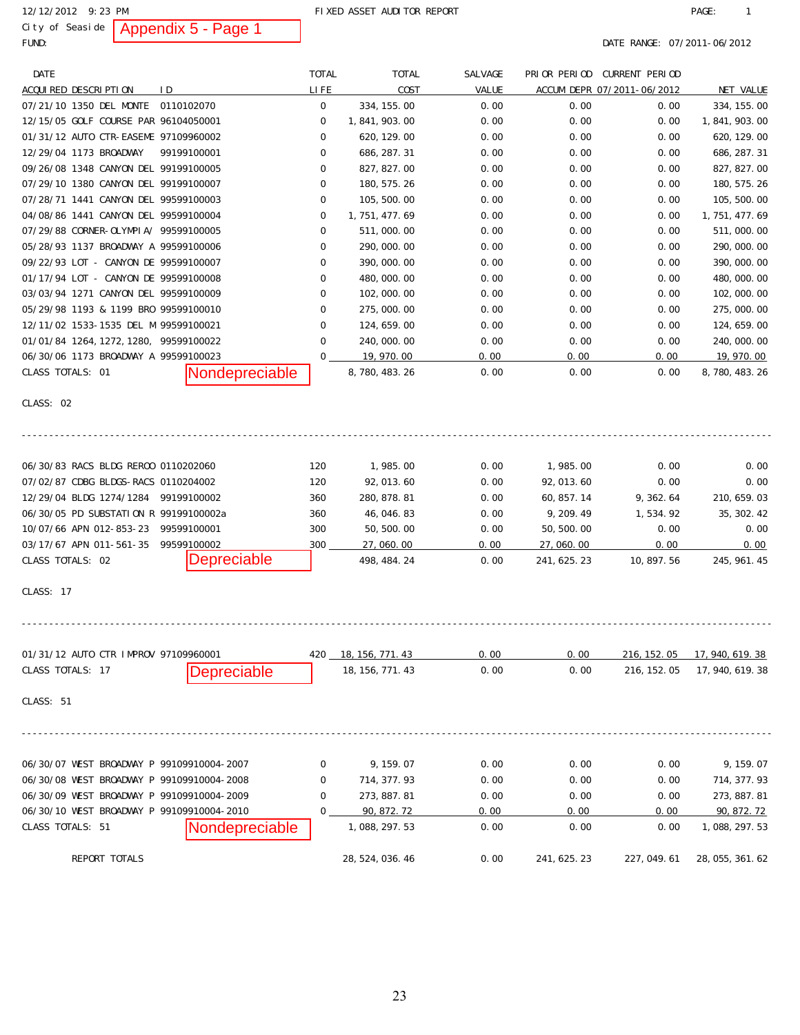12/12/2012 9:23 PM FIXED ASSET AUDITOR REPORT PAGE: 1

City of Seaside **Appendix 5 - Page 1**

FUND: DATE RANGE: 07/2011-06/2012

| DATE ACQUIRED | DESCRIPTION | ID | TOTAL LIFE | TOTAL COST | SALVAGE VALUE | PRIOR PERIOD ACCUM DEPR | CURRENT PERIOD 07/2011-06/2012 | NET VALUE |
|---|---|---|---|---|---|---|---|---|
| 07/21/10 | 1350 DEL MONTE | 0110102070 | 0 | 334,155.00 | 0.00 | 0.00 | 0.00 | 334,155.00 |
| 12/15/05 | GOLF COURSE PAR | 96104050001 | 0 | 1,841,903.00 | 0.00 | 0.00 | 0.00 | 1,841,903.00 |
| 01/31/12 | AUTO CTR-EASEME | 97109960002 | 0 | 620,129.00 | 0.00 | 0.00 | 0.00 | 620,129.00 |
| 12/29/04 | 1173 BROADWAY | 99199100001 | 0 | 686,287.31 | 0.00 | 0.00 | 0.00 | 686,287.31 |
| 09/26/08 | 1348 CANYON DEL | 99199100005 | 0 | 827,827.00 | 0.00 | 0.00 | 0.00 | 827,827.00 |
| 07/29/10 | 1380 CANYON DEL | 99199100007 | 0 | 180,575.26 | 0.00 | 0.00 | 0.00 | 180,575.26 |
| 07/28/71 | 1441 CANYON DEL | 99599100003 | 0 | 105,500.00 | 0.00 | 0.00 | 0.00 | 105,500.00 |
| 04/08/86 | 1441 CANYON DEL | 99599100004 | 0 | 1,751,477.69 | 0.00 | 0.00 | 0.00 | 1,751,477.69 |
| 07/29/88 | CORNER-OLYMPIA/ | 99599100005 | 0 | 511,000.00 | 0.00 | 0.00 | 0.00 | 511,000.00 |
| 05/28/93 | 1137 BROADWAY A | 99599100006 | 0 | 290,000.00 | 0.00 | 0.00 | 0.00 | 290,000.00 |
| 09/22/93 | LOT - CANYON DE | 99599100007 | 0 | 390,000.00 | 0.00 | 0.00 | 0.00 | 390,000.00 |
| 01/17/94 | LOT - CANYON DE | 99599100008 | 0 | 480,000.00 | 0.00 | 0.00 | 0.00 | 480,000.00 |
| 03/03/94 | 1271 CANYON DEL | 99599100009 | 0 | 102,000.00 | 0.00 | 0.00 | 0.00 | 102,000.00 |
| 05/29/98 | 1193 & 1199 BRO | 99599100010 | 0 | 275,000.00 | 0.00 | 0.00 | 0.00 | 275,000.00 |
| 12/11/02 | 1533-1535 DEL M | 99599100021 | 0 | 124,659.00 | 0.00 | 0.00 | 0.00 | 124,659.00 |
| 01/01/84 | 1264,1272,1280, | 99599100022 | 0 | 240,000.00 | 0.00 | 0.00 | 0.00 | 240,000.00 |
| 06/30/06 | 1173 BROADWAY A | 99599100023 | 0 | 19,970.00 | 0.00 | 0.00 | 0.00 | 19,970.00 |
| CLASS TOTALS: 01 | **Nondepreciable** | | | 8,780,483.26 | 0.00 | 0.00 | 0.00 | 8,780,483.26 |
| CLASS: 02 | | | | | | | | |
| 06/30/83 | RACS BLDG REROO | 0110202060 | 120 | 1,985.00 | 0.00 | 1,985.00 | 0.00 | 0.00 |
| 07/02/87 | CDBG BLDGS-RACS | 0110204002 | 120 | 92,013.60 | 0.00 | 92,013.60 | 0.00 | 0.00 |
| 12/29/04 | BLDG 1274/1284 | 99199100002 | 360 | 280,878.81 | 0.00 | 60,857.14 | 9,362.64 | 210,659.03 |
| 06/30/05 | PD SUBSTATION R | 99199100002a | 360 | 46,046.83 | 0.00 | 9,209.49 | 1,534.92 | 35,302.42 |
| 10/07/66 | APN 012-853-23 | 99599100001 | 300 | 50,500.00 | 0.00 | 50,500.00 | 0.00 | 0.00 |
| 03/17/67 | APN 011-561-35 | 99599100002 | 300 | 27,060.00 | 0.00 | 27,060.00 | 0.00 | 0.00 |
| CLASS TOTALS: 02 | **Depreciable** | | | 498,484.24 | 0.00 | 241,625.23 | 10,897.56 | 245,961.45 |
| CLASS: 17 | | | | | | | | |
| 01/31/12 | AUTO CTR IMPROV | 97109960001 | 420 | 18,156,771.43 | 0.00 | 0.00 | 216,152.05 | 17,940,619.38 |
| CLASS TOTALS: 17 | **Depreciable** | | | 18,156,771.43 | 0.00 | 0.00 | 216,152.05 | 17,940,619.38 |
| CLASS: 51 | | | | | | | | |
| 06/30/07 | WEST BROADWAY P | 99109910004-2007 | 0 | 9,159.07 | 0.00 | 0.00 | 0.00 | 9,159.07 |
| 06/30/08 | WEST BROADWAY P | 99109910004-2008 | 0 | 714,377.93 | 0.00 | 0.00 | 0.00 | 714,377.93 |
| 06/30/09 | WEST BROADWAY P | 99109910004-2009 | 0 | 273,887.81 | 0.00 | 0.00 | 0.00 | 273,887.81 |
| 06/30/10 | WEST BROADWAY P | 99109910004-2010 | 0 | 90,872.72 | 0.00 | 0.00 | 0.00 | 90,872.72 |
| CLASS TOTALS: 51 | **Nondepreciable** | | | 1,088,297.53 | 0.00 | 0.00 | 0.00 | 1,088,297.53 |
| REPORT TOTALS | | | | 28,524,036.46 | 0.00 | 241,625.23 | 227,049.61 | 28,055,361.62 |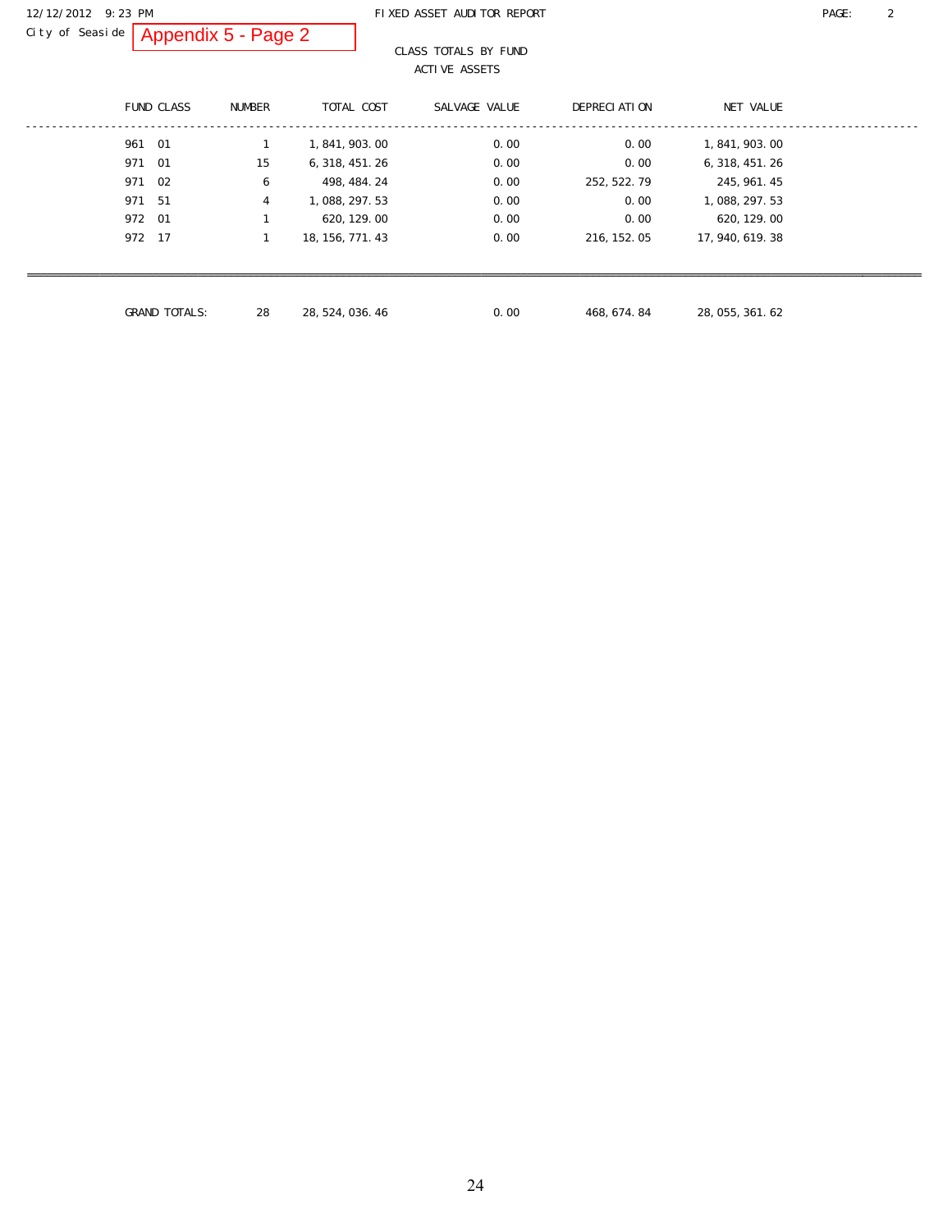City of Seaside **Appendix 5 - Page 2**

FIXED ASSET AUDITOR REPORT

CLASS TOTALS BY FUND

ACTIVE ASSETS

| FUND CLASS | NUMBER | TOTAL COST | SALVAGE VALUE | DEPRECIATION | NET VALUE |
|---|---|---|---|---|---|
| 961 01 | 1 | 1,841,903.00 | 0.00 | 0.00 | 1,841,903.00 |
| 971 01 | 15 | 6,318,451.26 | 0.00 | 0.00 | 6,318,451.26 |
| 971 02 | 6 | 498,484.24 | 0.00 | 252,522.79 | 245,961.45 |
| 971 51 | 4 | 1,088,297.53 | 0.00 | 0.00 | 1,088,297.53 |
| 972 01 | 1 | 620,129.00 | 0.00 | 0.00 | 620,129.00 |
| 972 17 | 1 | 18,156,771.43 | 0.00 | 216,152.05 | 17,940,619.38 |
| GRAND TOTALS: | 28 | 28,524,036.46 | 0.00 | 468,674.84 | 28,055,361.62 |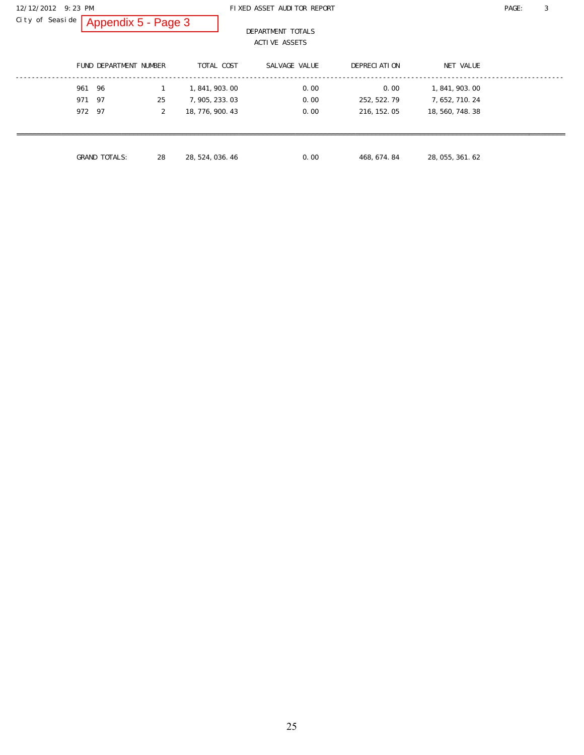12/12/2012 9:23 PM FIXED ASSET AUDITOR REPORT PAGE: 3

City of Seaside **Appendix 5 - Page 3**

DEPARTMENT TOTALS

ACTIVE ASSETS

| FUND | DEPARTMENT | NUMBER | TOTAL COST | SALVAGE VALUE | DEPRECIATION | NET VALUE |
|---|---|---|---|---|---|---|
| 961 | 96 | 1 | 1,841,903.00 | 0.00 | 0.00 | 1,841,903.00 |
| 971 | 97 | 25 | 7,905,233.03 | 0.00 | 252,522.79 | 7,652,710.24 |
| 972 | 97 | 2 | 18,776,900.43 | 0.00 | 216,152.05 | 18,560,748.38 |
| GRAND TOTALS: | | 28 | 28,524,036.46 | 0.00 | 468,674.84 | 28,055,361.62 |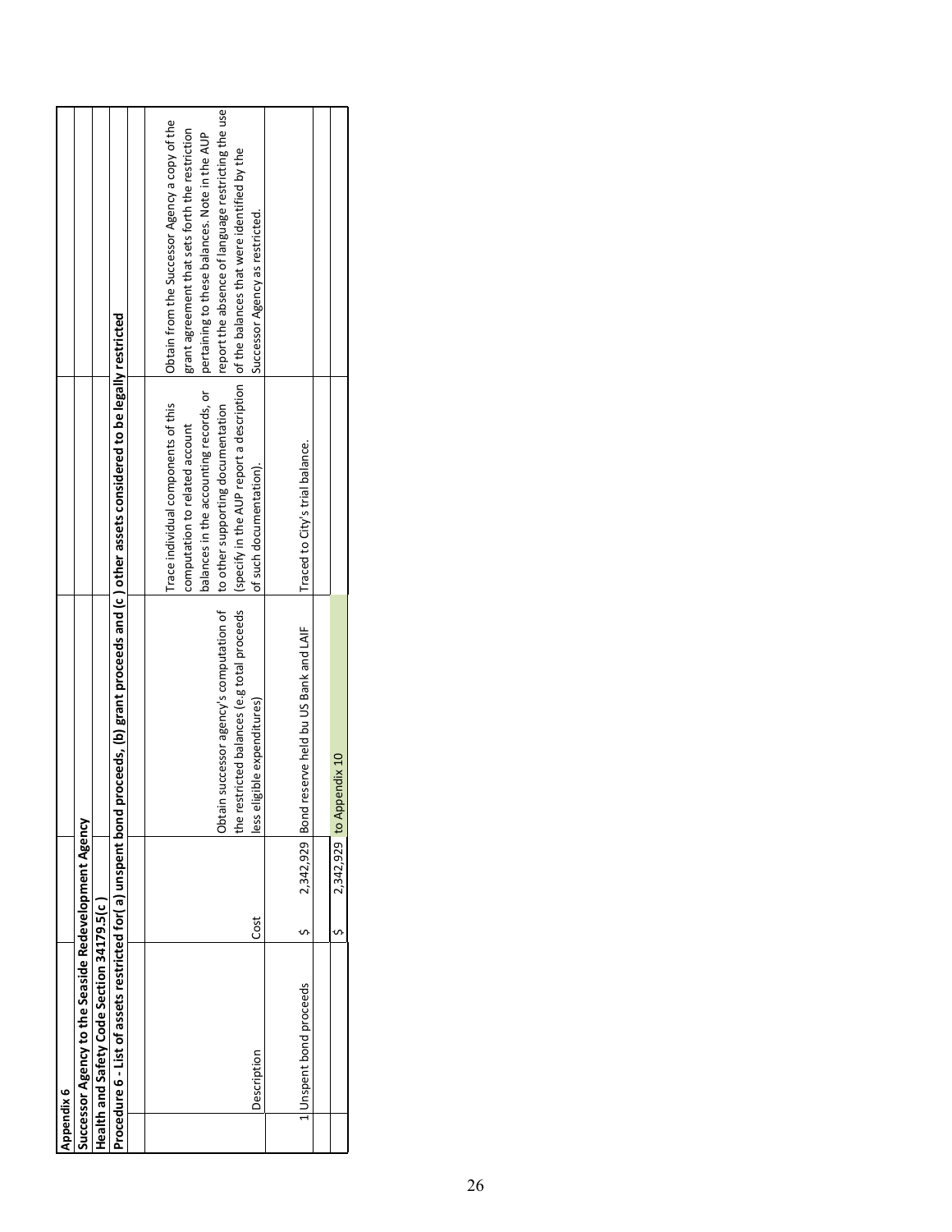**Appendix 6**

**Successor Agency to the Seaside Redevelopment Agency**

**Health and Safety Code Section 34179.5(c )**

**Procedure 6 - List of assets restricted for( a) unspent bond proceeds, (b) grant proceeds and (c ) other assets considered to be legally restricted**

| | Description | Cost | Obtain successor agency's computation of the restricted balances (e.g total proceeds less eligible expenditures) | Trace individual components of this computation to related account balances in the accounting records, or to other supporting documentation (specify in the AUP report a description of such documentation). | Obtain from the Successor Agency a copy of the grant agreement that sets forth the restriction pertaining to these balances. Note in the AUP report the absence of language restricting the use of the balances that were identified by the Successor Agency as restricted. |
|---|---|---|---|---|---|
| 1 | Unspent bond proceeds | $ 2,342,929 | Bond reserve held bu US Bank and LAIF | Traced to City's trial balance. | |
| | | | | | |
| | | $ 2,342,929 | to Appendix 10 | | |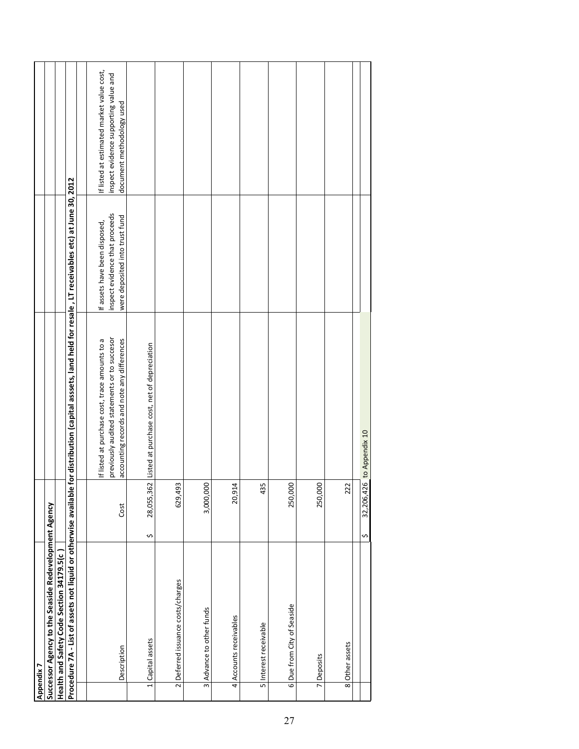**Appendix 7**

**Successor Agency to the Seaside Redevelopment Agency**

**Health and Safety Code Section 34179.5(c )**

**Procedure 7A - List of assets not liquid or otherwise available for distribution (capital asssets, land held for resale , LT receivables etc) at June 30, 2012**

| | Description | Cost | If listed at purchase cost, trace amounts to a previously audited statements or to succesor accounting records and note any differences | If assets have been disposed, inspect evidence that proceeds were deposited into trust fund | If listed at estimated market value cost, inspect evidence supporting value and document methodology used |
|---|---|---|---|---|---|
| 1 | Capital assets | $ 28,055,362 | Listed at purchase cost, net of depreciation | | |
| 2 | Deferred issuance costs/charges | 629,493 | | | |
| 3 | Advance to other funds | 3,000,000 | | | |
| 4 | Accounts receivables | 20,914 | | | |
| 5 | Interest receivable | 435 | | | |
| 6 | Due from City of Seaside | 250,000 | | | |
| 7 | Deposits | 250,000 | | | |
| 8 | Other assets | 222 | | | |
| | | $ 32,206,426 | to Appendix 10 | | |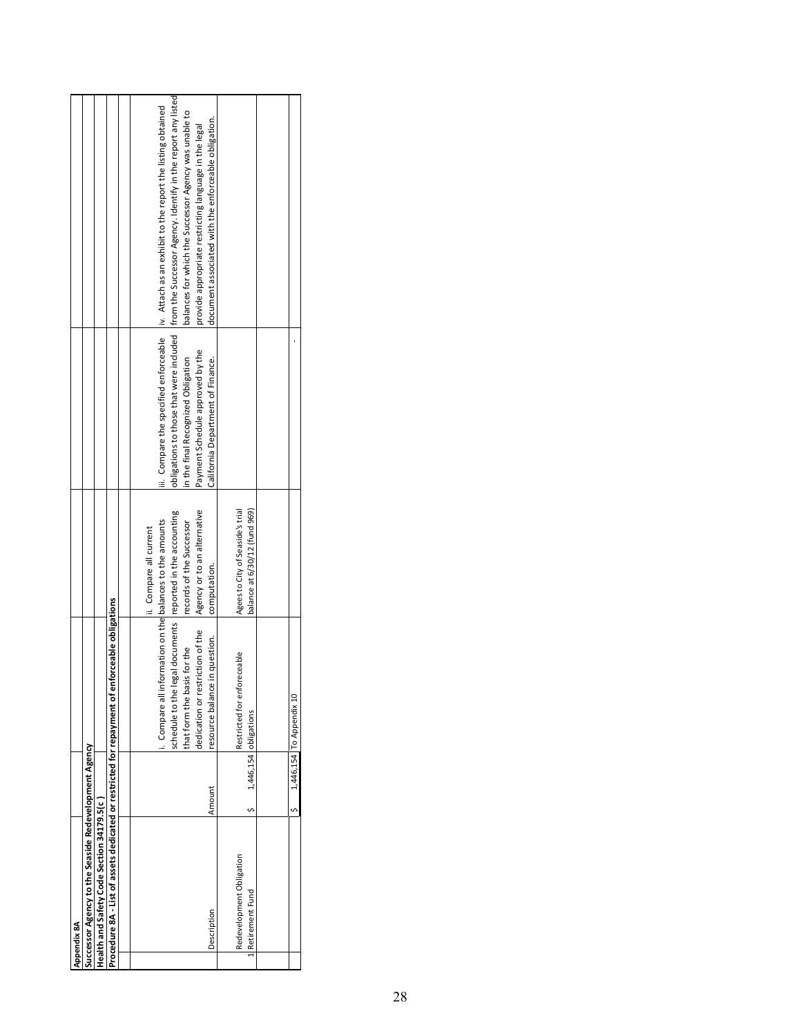**Appendix 8A**

**Successor Agency to the Seaside Redevelopment Agency**

**Health and Safety Code Section 34179.5(c)**

**Procedure 8A - List of assets dedicated or restricted for repayment of enforceable obligations**

| | Description | Amount | i. Compare all information on the schedule to the legal documents that form the basis for the dedication or restriction of the resource balance in question. | ii. Compare all current balances to the amounts reported in the accounting records of the Successor Agency or to an alternative computation. | iii. Compare the specified enforceable obligations to those that were included in the final Recognized Obligation Payment Schedule approved by the California Department of Finance. | iv. Attach as an exhibit to the report the listing obtained from the Successor Agency. Identify in the report any listed balances for which the Successor Agency was unable to provide appropriate restricting language in the legal document associated with the enforceable obligation. |
|---|---|---|---|---|---|---|
| 1 | Redevelopment Obligation Retirement Fund | $ 1,446,154 | Restricted for enforceable obligations | Agees to City of Seaside's trial balance at 6/30/12 (fund 969) | | |
| | | | | | | |
| | | $ 1,446,154 | To Appendix 10 | | - | |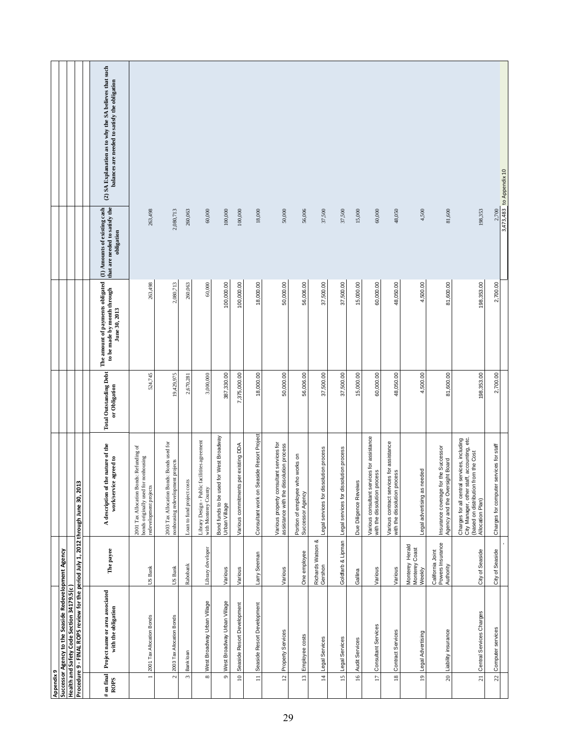**Appendix 9**

**Successor Agency to the Seaside Redevelopment Agency**

**Health and Safety Code Section 34179.5(c)**

**Procedure 9 - FINAL ROPS review for the period July 1, 2012 through June 30, 2013**

| # on final ROPS | Project name or area associated with the obligation | The payee | A description of the nature of the work/service agreed to | Total Outstanding Debt or Obligation | The amount of payments obligated to be made by month through June 30, 2013 | (1) Amounts of existing cash that are needed to satisfy the obligation | (2) SA Explanation as to why the SA believes that such balances are needed to satisfy the obligation |
|---|---|---|---|---|---|---|---|
| 1 | 2001 Tax Allocation Bonds | US Bank | 2001 Tax Allocation Bonds: Refunding of bonds originally used for nonhousing redevelopment projects | 524,745 | 263,498 | 263,498 | |
| 2 | 2003 Tax Allocation Bonds | US Bank | 2003 Tax Allocation Bonds: Bonds used for nonhousing redevelopment projects | 19,429,975 | 2,080,713 | 2,080,713 | |
| 3 | Bank loan | Rabobank | Loan to fund project costs | 2,670,281 | 260,063 | 260,063 | |
| 8 | West Broadway Urban Village | Library developer | Library Design - Public facilities agreement with Monterey County | 3,000,000 | 60,000 | 60,000 | |
| 9 | West Broadway Urban Village | Various | Bond funds to be used for West Broadway Urban Village | 387,330.00 | 100,000.00 | 100,000 | |
| 10 | Seaside Resort Development | Various | Various commitments per existing DDA | 7,375,000.00 | 100,000.00 | 100,000 | |
| 11 | Seaside Resort Development | Larry Seeman | Consultant work on Seaside Resort Project | 18,000.00 | 18,000.00 | 18,000 | |
| 12 | Property Services | Various | Various property consultant services for assistance with the dissolution process | 50,000.00 | 50,000.00 | 50,000 | |
| 13 | Employee costs | One employee | Portion of employee who works on Successor Agency | 56,006.00 | 56,006.00 | 56,006 | |
| 14 | Legal Services | Richards Watson & Gershon | Legal services for dissolution process | 37,500.00 | 37,500.00 | 37,500 | |
| 15 | Legal Services | Goldfarb & Lipman | Legal services for dissolution process | 37,500.00 | 37,500.00 | 37,500 | |
| 16 | Audit Services | Gallina | Due Diligence Reviews | 15,000.00 | 15,000.00 | 15,000 | |
| 17 | Consultant Services | Various | Various consultant services for assistance with the dissolution process | 60,000.00 | 60,000.00 | 60,000 | |
| 18 | Contract Services | Various | Various contract services for assistance with the dissolution process | 48,050.00 | 48,050.00 | 48,050 | |
| 19 | Legal Advertising | Monterey Herald Monterey Coast Weekly | Legal advertising as needed | 4,500.00 | 4,500.00 | 4,500 | |
| 20 | Liability insurance | California Joint Powers Insurance Authority | Insurance coverage for the Successor Agency and the Oversight Board | 81,600.00 | 81,600.00 | 81,600 | |
| 21 | Central Services Charges | City of Seaside | Charges for all central services, including City Manager, other staff, accounting, etc. (based on distribution from the Cost Allocation Plan) | 198,353.00 | 198,353.00 | 198,353 | |
| 22 | Computer services | City of Seaside | Charges for computer services for staff | 2,700.00 | 2,700.00 | 2,700 | |
| | | - | | | | 3,473,483 | to Appendix 10 |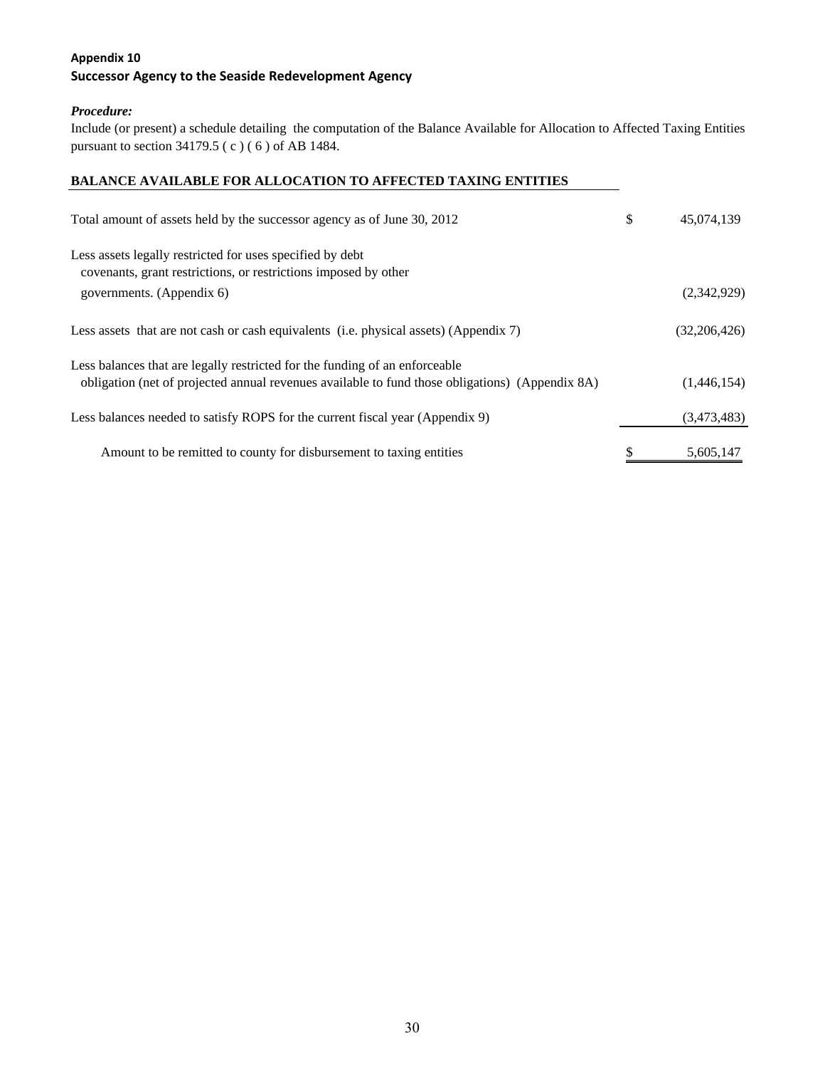**Appendix 10**

**Successor Agency to the Seaside Redevelopment Agency**

***Procedure:***

Include (or present) a schedule detailing the computation of the Balance Available for Allocation to Affected Taxing Entities pursuant to section 34179.5 ( c ) ( 6 ) of AB 1484.

**BALANCE AVAILABLE FOR ALLOCATION TO AFFECTED TAXING ENTITIES**

| | | |
|---|---|---|
| Total amount of assets held by the successor agency as of June 30, 2012 | $ | 45,074,139 |
| Less assets legally restricted for uses specified by debt covenants, grant restrictions, or restrictions imposed by other governments. (Appendix 6) | | (2,342,929) |
| Less assets that are not cash or cash equivalents (i.e. physical assets) (Appendix 7) | | (32,206,426) |
| Less balances that are legally restricted for the funding of an enforceable obligation (net of projected annual revenues available to fund those obligations) (Appendix 8A) | | (1,446,154) |
| Less balances needed to satisfy ROPS for the current fiscal year (Appendix 9) | | (3,473,483) |
| Amount to be remitted to county for disbursement to taxing entities | $ | 5,605,147 |